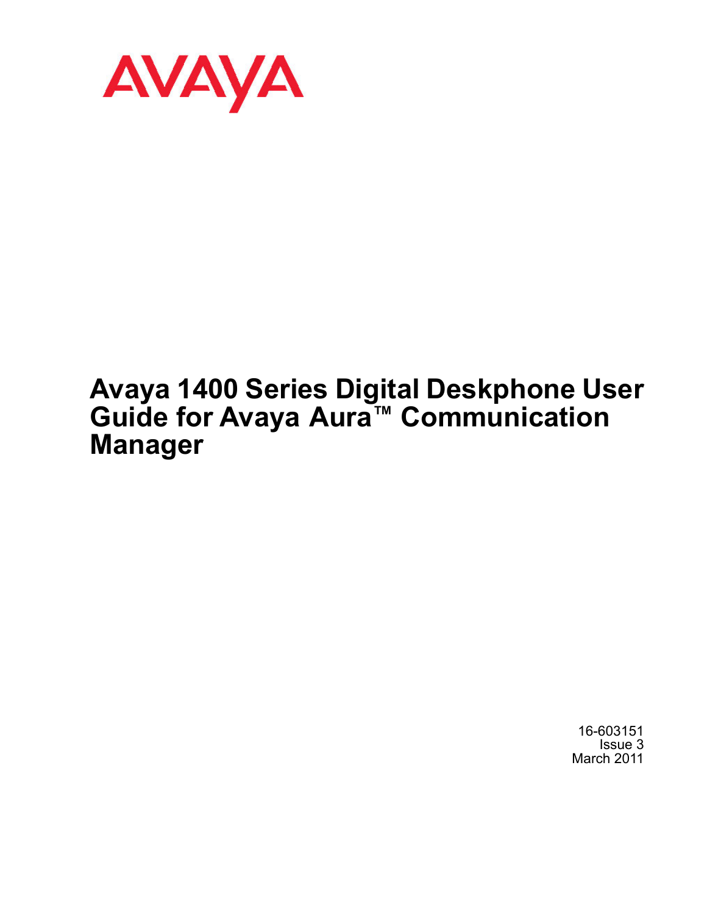AVAYA

# Avaya 1400 Series Digital Deskphone User Guide for Avaya Aura™ Communication Manager

16-603151
Issue 3
March 2011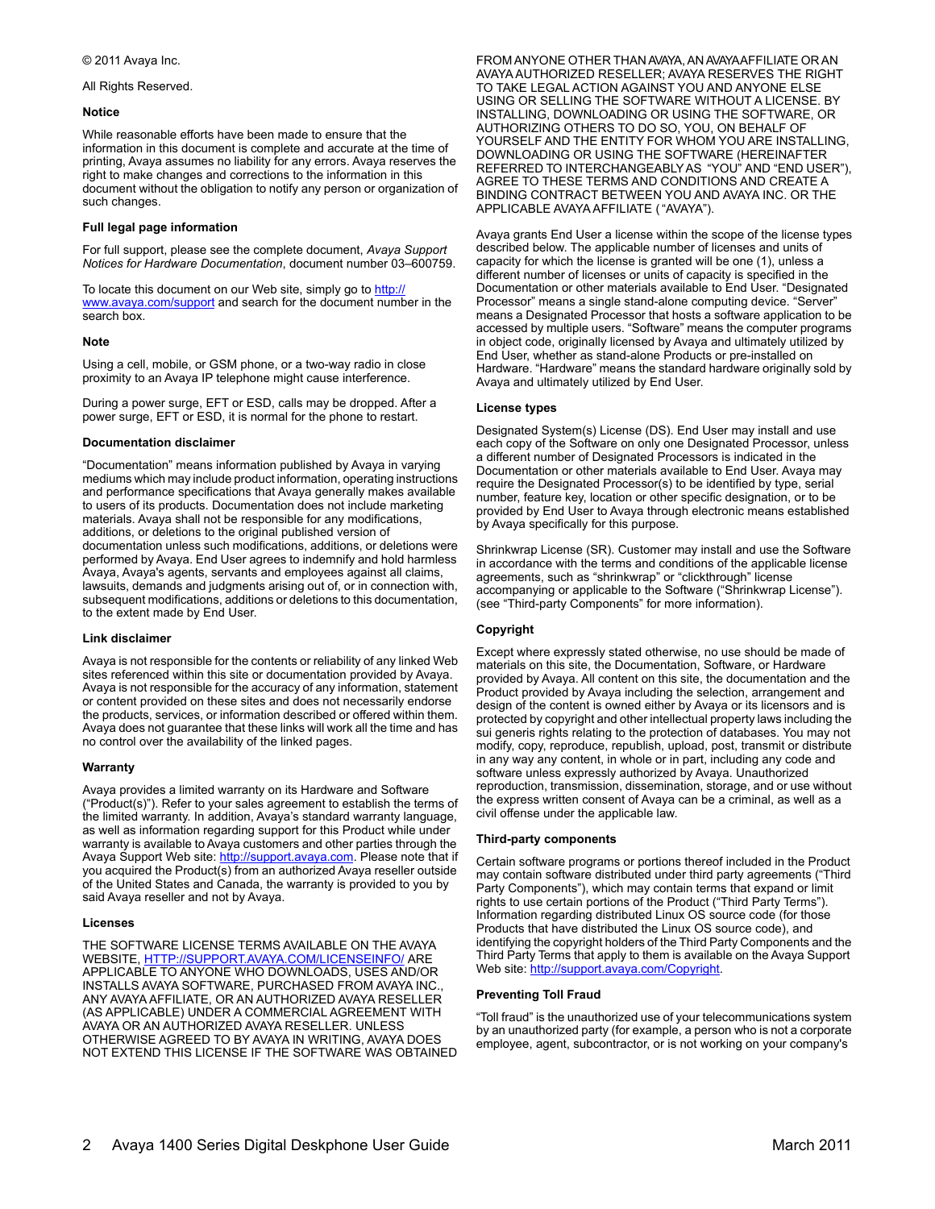© 2011 Avaya Inc.

All Rights Reserved.

### Notice

While reasonable efforts have been made to ensure that the information in this document is complete and accurate at the time of printing, Avaya assumes no liability for any errors. Avaya reserves the right to make changes and corrections to the information in this document without the obligation to notify any person or organization of such changes.

### Full legal page information

For full support, please see the complete document, *Avaya Support Notices for Hardware Documentation*, document number 03–600759.

To locate this document on our Web site, simply go to http://www.avaya.com/support and search for the document number in the search box.

### Note

Using a cell, mobile, or GSM phone, or a two-way radio in close proximity to an Avaya IP telephone might cause interference.

During a power surge, EFT or ESD, calls may be dropped. After a power surge, EFT or ESD, it is normal for the phone to restart.

### Documentation disclaimer

“Documentation” means information published by Avaya in varying mediums which may include product information, operating instructions and performance specifications that Avaya generally makes available to users of its products. Documentation does not include marketing materials. Avaya shall not be responsible for any modifications, additions, or deletions to the original published version of documentation unless such modifications, additions, or deletions were performed by Avaya. End User agrees to indemnify and hold harmless Avaya, Avaya's agents, servants and employees against all claims, lawsuits, demands and judgments arising out of, or in connection with, subsequent modifications, additions or deletions to this documentation, to the extent made by End User.

### Link disclaimer

Avaya is not responsible for the contents or reliability of any linked Web sites referenced within this site or documentation provided by Avaya. Avaya is not responsible for the accuracy of any information, statement or content provided on these sites and does not necessarily endorse the products, services, or information described or offered within them. Avaya does not guarantee that these links will work all the time and has no control over the availability of the linked pages.

### Warranty

Avaya provides a limited warranty on its Hardware and Software (“Product(s)”). Refer to your sales agreement to establish the terms of the limited warranty. In addition, Avaya’s standard warranty language, as well as information regarding support for this Product while under warranty is available to Avaya customers and other parties through the Avaya Support Web site: http://support.avaya.com. Please note that if you acquired the Product(s) from an authorized Avaya reseller outside of the United States and Canada, the warranty is provided to you by said Avaya reseller and not by Avaya.

### Licenses

THE SOFTWARE LICENSE TERMS AVAILABLE ON THE AVAYA WEBSITE, HTTP://SUPPORT.AVAYA.COM/LICENSEINFO/ ARE APPLICABLE TO ANYONE WHO DOWNLOADS, USES AND/OR INSTALLS AVAYA SOFTWARE, PURCHASED FROM AVAYA INC., ANY AVAYA AFFILIATE, OR AN AUTHORIZED AVAYA RESELLER (AS APPLICABLE) UNDER A COMMERCIAL AGREEMENT WITH AVAYA OR AN AUTHORIZED AVAYA RESELLER. UNLESS OTHERWISE AGREED TO BY AVAYA IN WRITING, AVAYA DOES NOT EXTEND THIS LICENSE IF THE SOFTWARE WAS OBTAINED FROM ANYONE OTHER THAN AVAYA, AN AVAYA AFFILIATE OR AN AVAYA AUTHORIZED RESELLER; AVAYA RESERVES THE RIGHT TO TAKE LEGAL ACTION AGAINST YOU AND ANYONE ELSE USING OR SELLING THE SOFTWARE WITHOUT A LICENSE. BY INSTALLING, DOWNLOADING OR USING THE SOFTWARE, OR AUTHORIZING OTHERS TO DO SO, YOU, ON BEHALF OF YOURSELF AND THE ENTITY FOR WHOM YOU ARE INSTALLING, DOWNLOADING OR USING THE SOFTWARE (HEREINAFTER REFERRED TO INTERCHANGEABLY AS “YOU” AND “END USER”), AGREE TO THESE TERMS AND CONDITIONS AND CREATE A BINDING CONTRACT BETWEEN YOU AND AVAYA INC. OR THE APPLICABLE AVAYA AFFILIATE ( “AVAYA”).

Avaya grants End User a license within the scope of the license types described below. The applicable number of licenses and units of capacity for which the license is granted will be one (1), unless a different number of licenses or units of capacity is specified in the Documentation or other materials available to End User. “Designated Processor” means a single stand-alone computing device. “Server” means a Designated Processor that hosts a software application to be accessed by multiple users. “Software” means the computer programs in object code, originally licensed by Avaya and ultimately utilized by End User, whether as stand-alone Products or pre-installed on Hardware. “Hardware” means the standard hardware originally sold by Avaya and ultimately utilized by End User.

### License types

Designated System(s) License (DS). End User may install and use each copy of the Software on only one Designated Processor, unless a different number of Designated Processors is indicated in the Documentation or other materials available to End User. Avaya may require the Designated Processor(s) to be identified by type, serial number, feature key, location or other specific designation, or to be provided by End User to Avaya through electronic means established by Avaya specifically for this purpose.

Shrinkwrap License (SR). Customer may install and use the Software in accordance with the terms and conditions of the applicable license agreements, such as “shrinkwrap” or “clickthrough” license accompanying or applicable to the Software (“Shrinkwrap License”). (see “Third-party Components” for more information).

### Copyright

Except where expressly stated otherwise, no use should be made of materials on this site, the Documentation, Software, or Hardware provided by Avaya. All content on this site, the documentation and the Product provided by Avaya including the selection, arrangement and design of the content is owned either by Avaya or its licensors and is protected by copyright and other intellectual property laws including the sui generis rights relating to the protection of databases. You may not modify, copy, reproduce, republish, upload, post, transmit or distribute in any way any content, in whole or in part, including any code and software unless expressly authorized by Avaya. Unauthorized reproduction, transmission, dissemination, storage, and or use without the express written consent of Avaya can be a criminal, as well as a civil offense under the applicable law.

### Third-party components

Certain software programs or portions thereof included in the Product may contain software distributed under third party agreements (“Third Party Components”), which may contain terms that expand or limit rights to use certain portions of the Product (“Third Party Terms”). Information regarding distributed Linux OS source code (for those Products that have distributed the Linux OS source code), and identifying the copyright holders of the Third Party Components and the Third Party Terms that apply to them is available on the Avaya Support Web site: http://support.avaya.com/Copyright.

### Preventing Toll Fraud

“Toll fraud” is the unauthorized use of your telecommunications system by an unauthorized party (for example, a person who is not a corporate employee, agent, subcontractor, or is not working on your company's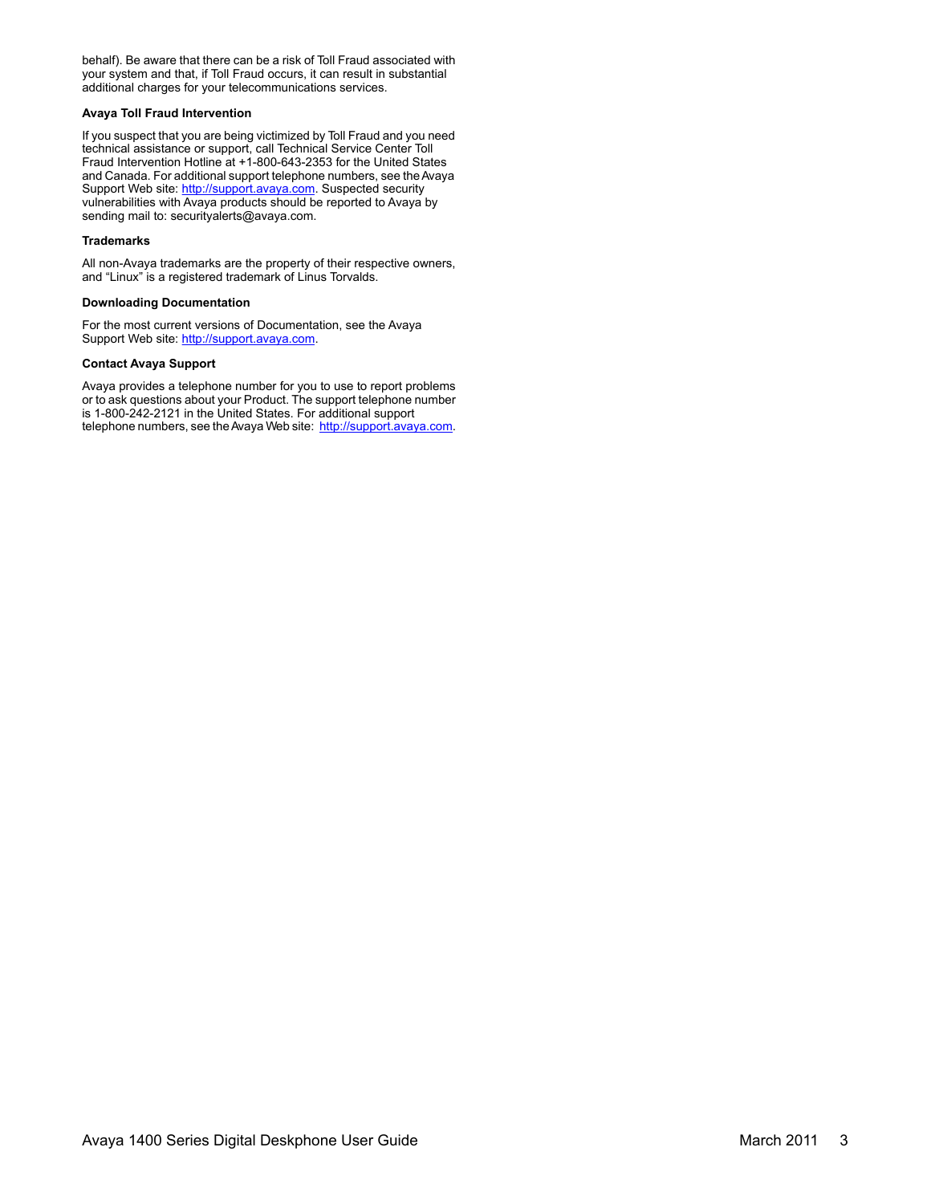behalf). Be aware that there can be a risk of Toll Fraud associated with your system and that, if Toll Fraud occurs, it can result in substantial additional charges for your telecommunications services.

**Avaya Toll Fraud Intervention**

If you suspect that you are being victimized by Toll Fraud and you need technical assistance or support, call Technical Service Center Toll Fraud Intervention Hotline at +1-800-643-2353 for the United States and Canada. For additional support telephone numbers, see the Avaya Support Web site: http://support.avaya.com. Suspected security vulnerabilities with Avaya products should be reported to Avaya by sending mail to: securityalerts@avaya.com.

**Trademarks**

All non-Avaya trademarks are the property of their respective owners, and "Linux" is a registered trademark of Linus Torvalds.

**Downloading Documentation**

For the most current versions of Documentation, see the Avaya Support Web site: http://support.avaya.com.

**Contact Avaya Support**

Avaya provides a telephone number for you to use to report problems or to ask questions about your Product. The support telephone number is 1-800-242-2121 in the United States. For additional support telephone numbers, see the Avaya Web site: http://support.avaya.com.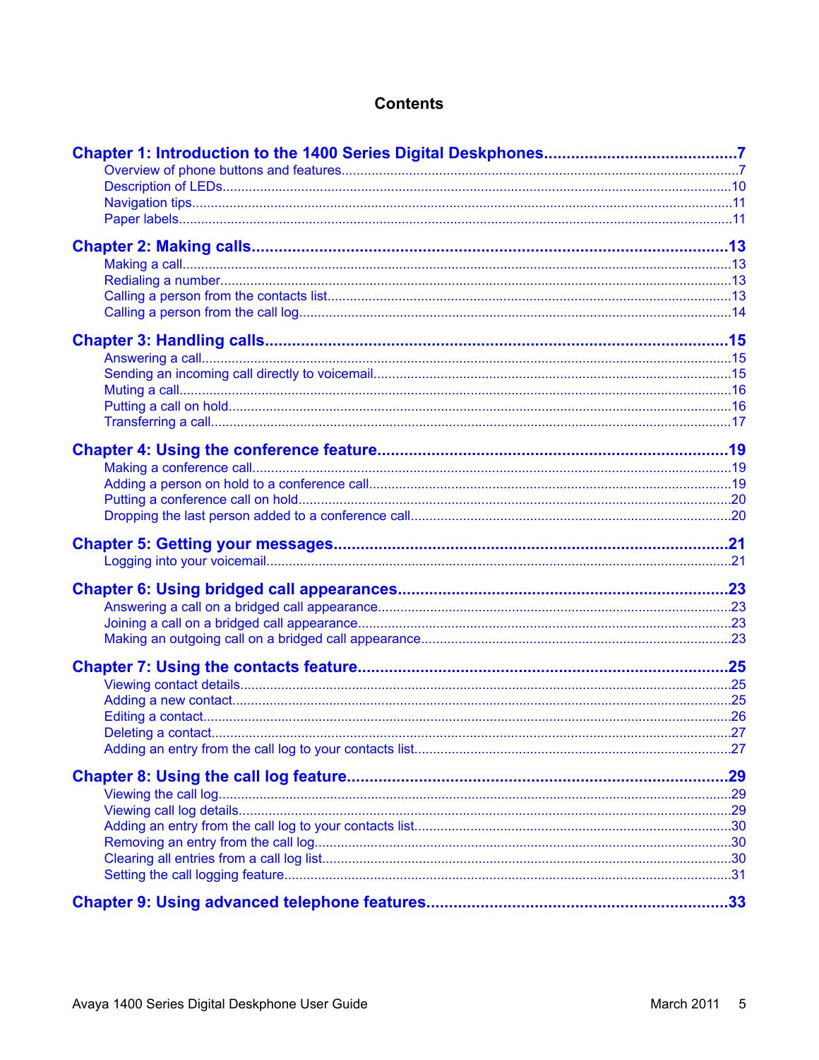# Contents

**Chapter 1: Introduction to the 1400 Series Digital Deskphones....................................... 7**
- Overview of phone buttons and features........................................................................ 7
- Description of LEDs........................................................................................................ 10
- Navigation tips................................................................................................................ 11
- Paper labels.................................................................................................................... 11

**Chapter 2: Making calls.......................................................................................................... 13**
- Making a call................................................................................................................... 13
- Redialing a number......................................................................................................... 13
- Calling a person from the contacts list............................................................................ 13
- Calling a person from the call log.................................................................................... 14

**Chapter 3: Handling calls....................................................................................................... 15**
- Answering a call.............................................................................................................. 15
- Sending an incoming call directly to voicemail................................................................ 15
- Muting a call.................................................................................................................... 16
- Putting a call on hold....................................................................................................... 16
- Transferring a call........................................................................................................... 17

**Chapter 4: Using the conference feature.............................................................................. 19**
- Making a conference call................................................................................................. 19
- Adding a person on hold to a conference call................................................................. 19
- Putting a conference call on hold.................................................................................... 20
- Dropping the last person added to a conference call...................................................... 20

**Chapter 5: Getting your messages........................................................................................ 21**
- Logging into your voicemail............................................................................................. 21

**Chapter 6: Using bridged call appearances.......................................................................... 23**
- Answering a call on a bridged call appearance............................................................... 23
- Joining a call on a bridged call appearance.................................................................... 23
- Making an outgoing call on a bridged call appearance.................................................... 23

**Chapter 7: Using the contacts feature................................................................................... 25**
- Viewing contact details.................................................................................................... 25
- Adding a new contact...................................................................................................... 25
- Editing a contact.............................................................................................................. 26
- Deleting a contact............................................................................................................ 27
- Adding an entry from the call log to your contacts list..................................................... 27

**Chapter 8: Using the call log feature..................................................................................... 29**
- Viewing the call log......................................................................................................... 29
- Viewing call log details.................................................................................................... 29
- Adding an entry from the call log to your contacts list..................................................... 30
- Removing an entry from the call log................................................................................ 30
- Clearing all entries from a call log list.............................................................................. 30
- Setting the call logging feature........................................................................................ 31

**Chapter 9: Using advanced telephone features.................................................................... 33**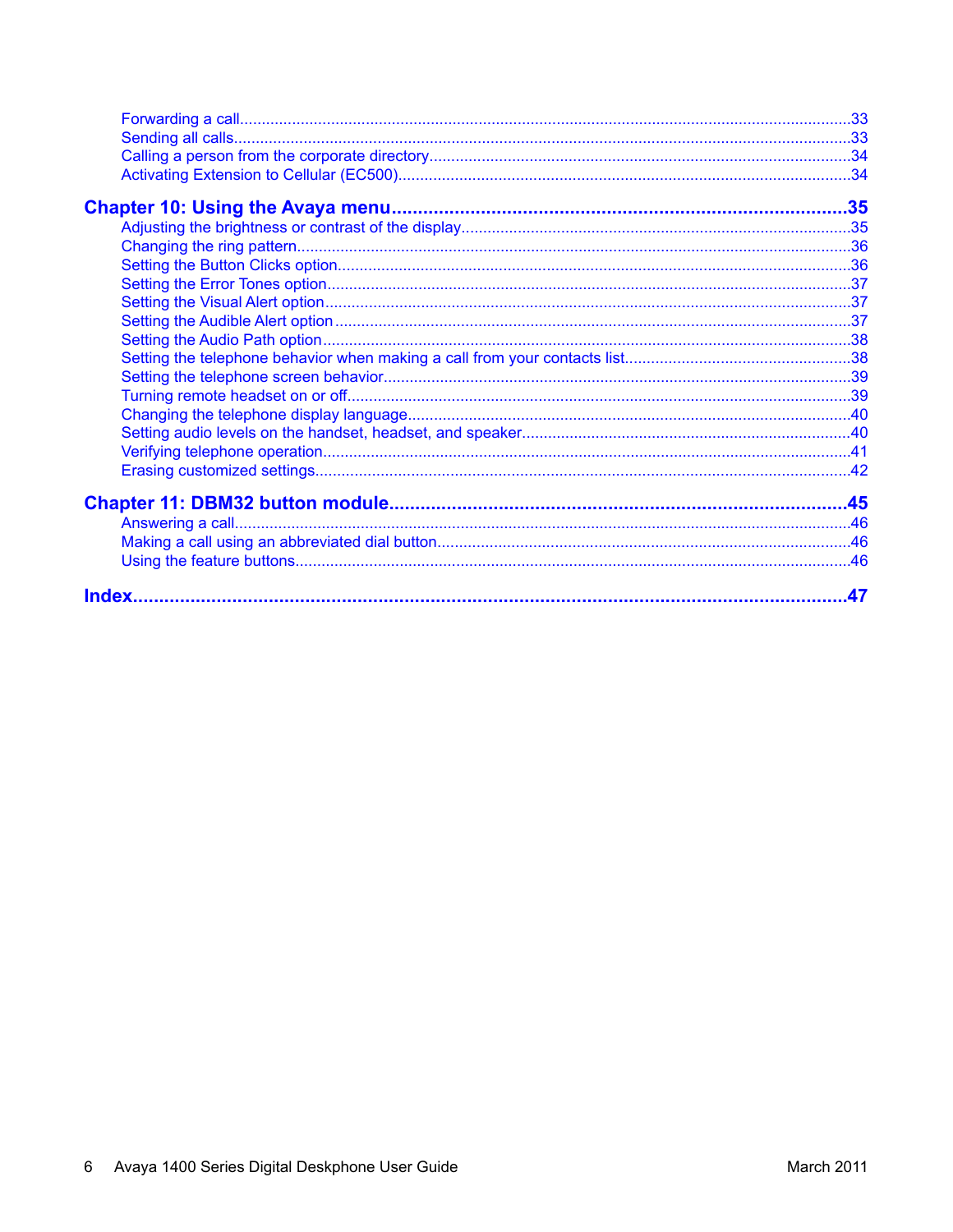Forwarding a call.....33
Sending all calls.....33
Calling a person from the corporate directory.....34
Activating Extension to Cellular (EC500).....34

**Chapter 10: Using the Avaya menu.....35**
Adjusting the brightness or contrast of the display.....35
Changing the ring pattern.....36
Setting the Button Clicks option.....36
Setting the Error Tones option.....37
Setting the Visual Alert option.....37
Setting the Audible Alert option.....37
Setting the Audio Path option.....38
Setting the telephone behavior when making a call from your contacts list.....38
Setting the telephone screen behavior.....39
Turning remote headset on or off.....39
Changing the telephone display language.....40
Setting audio levels on the handset, headset, and speaker.....40
Verifying telephone operation.....41
Erasing customized settings.....42

**Chapter 11: DBM32 button module.....45**
Answering a call.....46
Making a call using an abbreviated dial button.....46
Using the feature buttons.....46

**Index.....47**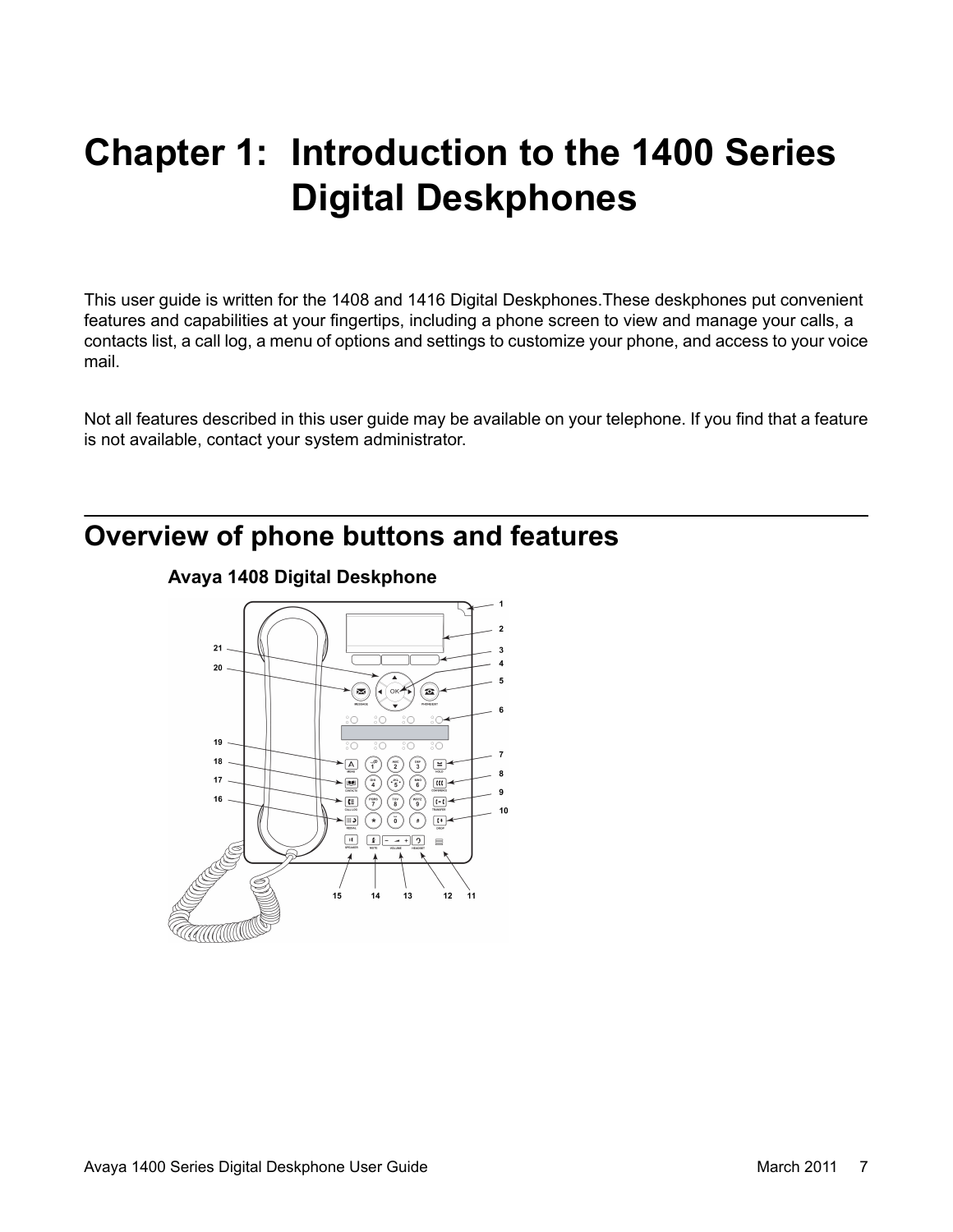# Chapter 1: Introduction to the 1400 Series Digital Deskphones

This user guide is written for the 1408 and 1416 Digital Deskphones.These deskphones put convenient features and capabilities at your fingertips, including a phone screen to view and manage your calls, a contacts list, a call log, a menu of options and settings to customize your phone, and access to your voice mail.

Not all features described in this user guide may be available on your telephone. If you find that a feature is not available, contact your system administrator.

## Overview of phone buttons and features

### Avaya 1408 Digital Deskphone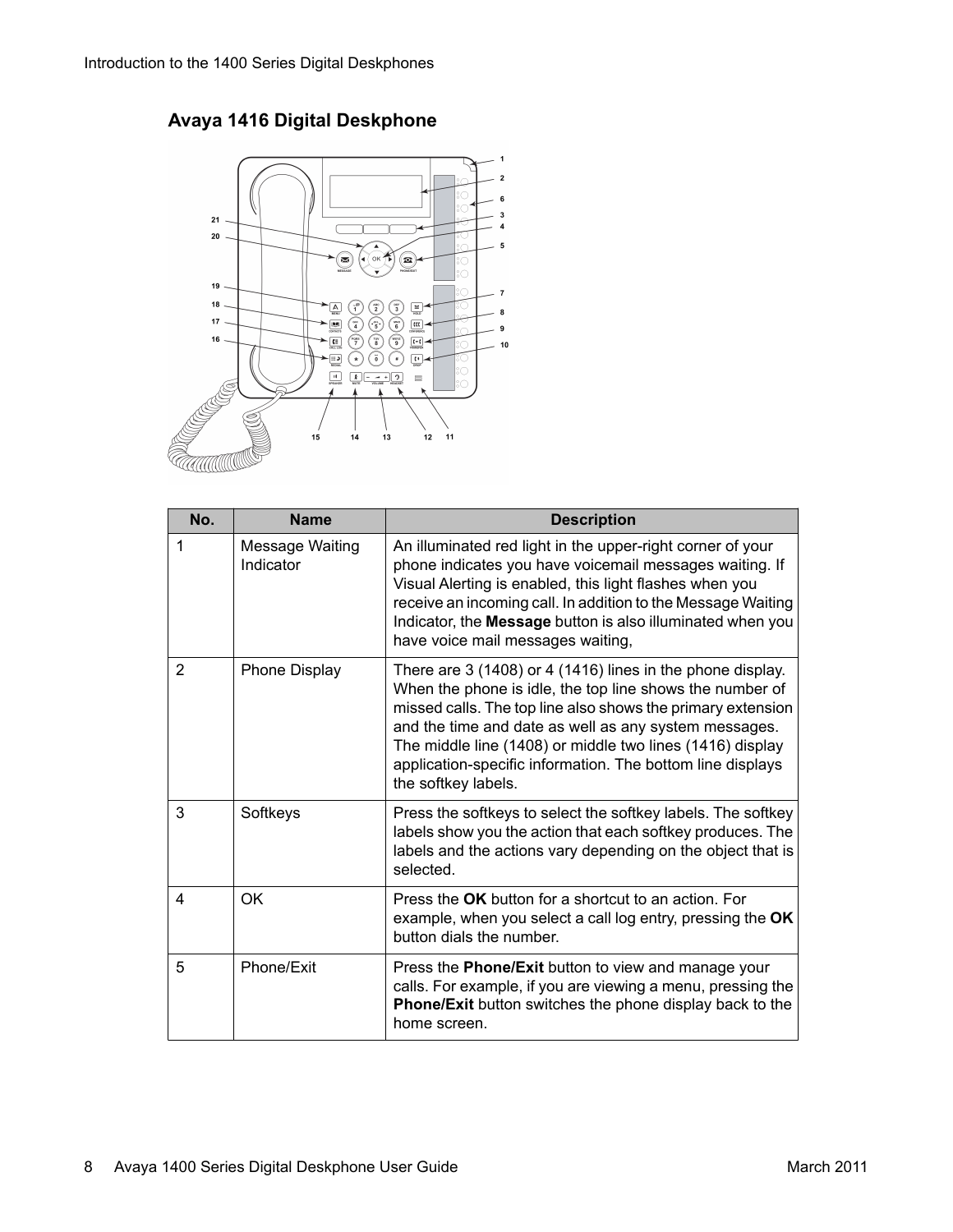## Avaya 1416 Digital Deskphone

| No. | Name | Description |
|---|---|---|
| 1 | Message Waiting Indicator | An illuminated red light in the upper-right corner of your phone indicates you have voicemail messages waiting. If Visual Alerting is enabled, this light flashes when you receive an incoming call. In addition to the Message Waiting Indicator, the **Message** button is also illuminated when you have voice mail messages waiting, |
| 2 | Phone Display | There are 3 (1408) or 4 (1416) lines in the phone display. When the phone is idle, the top line shows the number of missed calls. The top line also shows the primary extension and the time and date as well as any system messages. The middle line (1408) or middle two lines (1416) display application-specific information. The bottom line displays the softkey labels. |
| 3 | Softkeys | Press the softkeys to select the softkey labels. The softkey labels show you the action that each softkey produces. The labels and the actions vary depending on the object that is selected. |
| 4 | OK | Press the **OK** button for a shortcut to an action. For example, when you select a call log entry, pressing the **OK** button dials the number. |
| 5 | Phone/Exit | Press the **Phone/Exit** button to view and manage your calls. For example, if you are viewing a menu, pressing the **Phone/Exit** button switches the phone display back to the home screen. |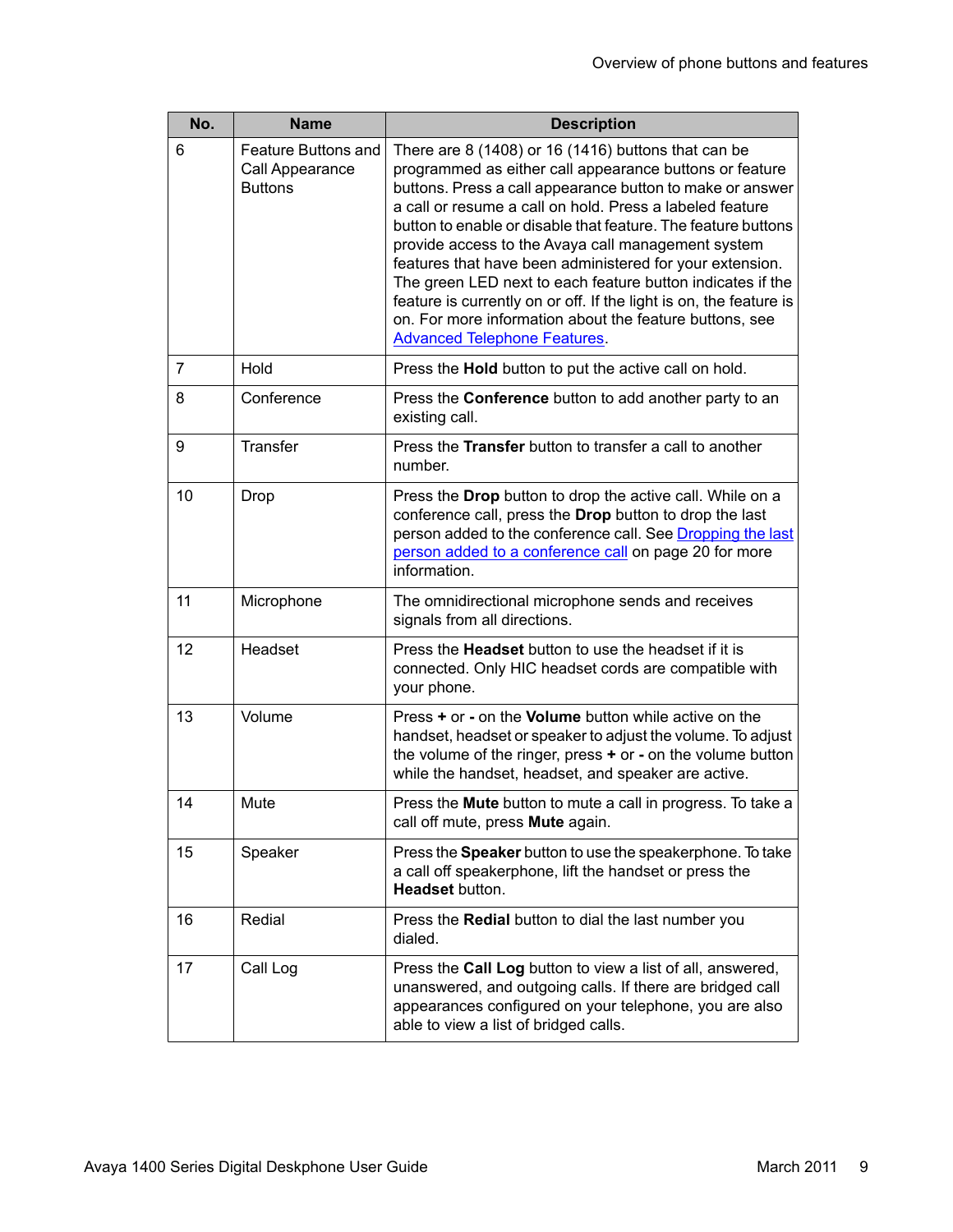| No. | Name | Description |
| --- | --- | --- |
| 6 | Feature Buttons and Call Appearance Buttons | There are 8 (1408) or 16 (1416) buttons that can be programmed as either call appearance buttons or feature buttons. Press a call appearance button to make or answer a call or resume a call on hold. Press a labeled feature button to enable or disable that feature. The feature buttons provide access to the Avaya call management system features that have been administered for your extension. The green LED next to each feature button indicates if the feature is currently on or off. If the light is on, the feature is on. For more information about the feature buttons, see Advanced Telephone Features. |
| 7 | Hold | Press the **Hold** button to put the active call on hold. |
| 8 | Conference | Press the **Conference** button to add another party to an existing call. |
| 9 | Transfer | Press the **Transfer** button to transfer a call to another number. |
| 10 | Drop | Press the **Drop** button to drop the active call. While on a conference call, press the **Drop** button to drop the last person added to the conference call. See Dropping the last person added to a conference call on page 20 for more information. |
| 11 | Microphone | The omnidirectional microphone sends and receives signals from all directions. |
| 12 | Headset | Press the **Headset** button to use the headset if it is connected. Only HIC headset cords are compatible with your phone. |
| 13 | Volume | Press **+** or **-** on the **Volume** button while active on the handset, headset or speaker to adjust the volume. To adjust the volume of the ringer, press **+** or **-** on the volume button while the handset, headset, and speaker are active. |
| 14 | Mute | Press the **Mute** button to mute a call in progress. To take a call off mute, press **Mute** again. |
| 15 | Speaker | Press the **Speaker** button to use the speakerphone. To take a call off speakerphone, lift the handset or press the **Headset** button. |
| 16 | Redial | Press the **Redial** button to dial the last number you dialed. |
| 17 | Call Log | Press the **Call Log** button to view a list of all, answered, unanswered, and outgoing calls. If there are bridged call appearances configured on your telephone, you are also able to view a list of bridged calls. |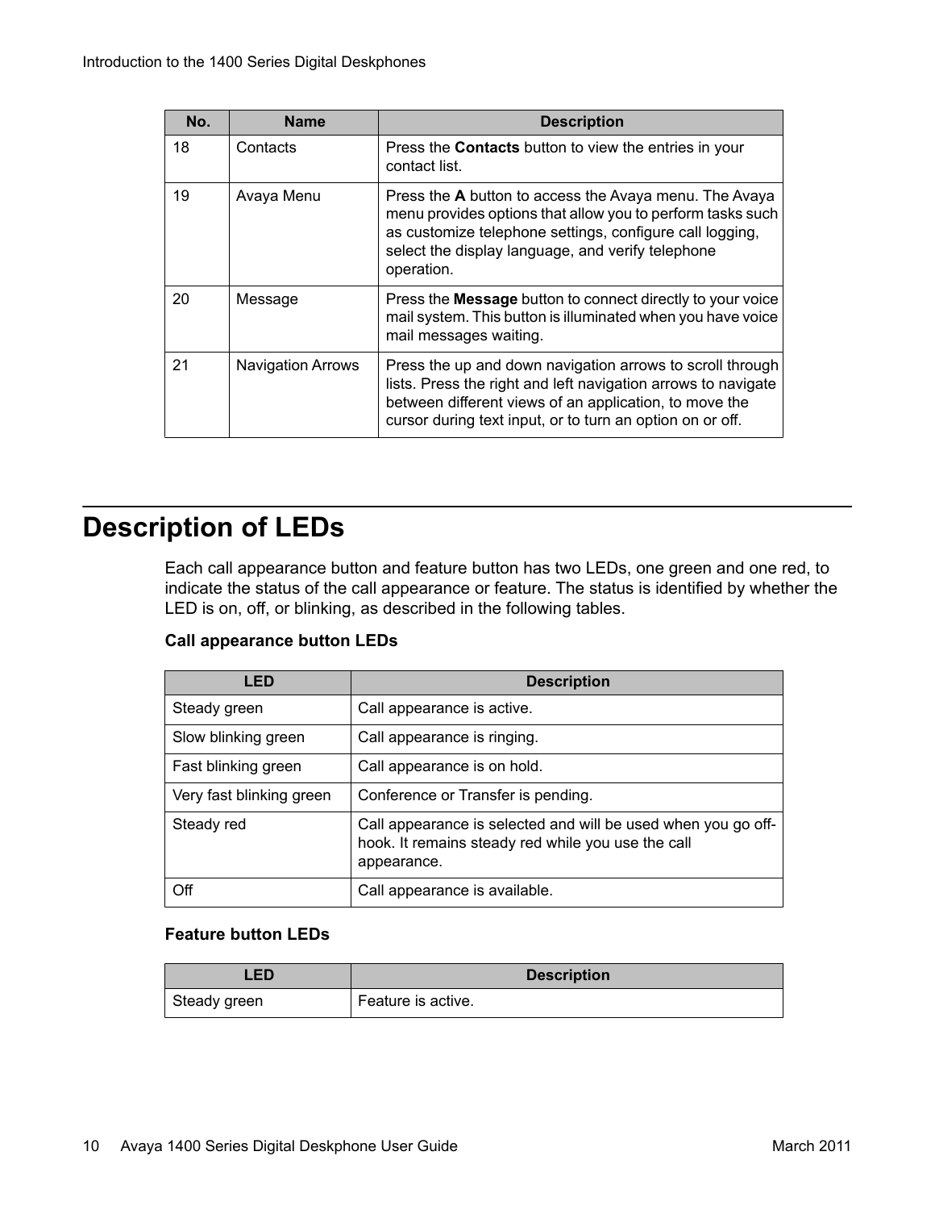| No. | Name | Description |
| --- | --- | --- |
| 18 | Contacts | Press the **Contacts** button to view the entries in your contact list. |
| 19 | Avaya Menu | Press the **A** button to access the Avaya menu. The Avaya menu provides options that allow you to perform tasks such as customize telephone settings, configure call logging, select the display language, and verify telephone operation. |
| 20 | Message | Press the **Message** button to connect directly to your voice mail system. This button is illuminated when you have voice mail messages waiting. |
| 21 | Navigation Arrows | Press the up and down navigation arrows to scroll through lists. Press the right and left navigation arrows to navigate between different views of an application, to move the cursor during text input, or to turn an option on or off. |

# Description of LEDs

Each call appearance button and feature button has two LEDs, one green and one red, to indicate the status of the call appearance or feature. The status is identified by whether the LED is on, off, or blinking, as described in the following tables.

**Call appearance button LEDs**

| LED | Description |
| --- | --- |
| Steady green | Call appearance is active. |
| Slow blinking green | Call appearance is ringing. |
| Fast blinking green | Call appearance is on hold. |
| Very fast blinking green | Conference or Transfer is pending. |
| Steady red | Call appearance is selected and will be used when you go off-hook. It remains steady red while you use the call appearance. |
| Off | Call appearance is available. |

**Feature button LEDs**

| LED | Description |
| --- | --- |
| Steady green | Feature is active. |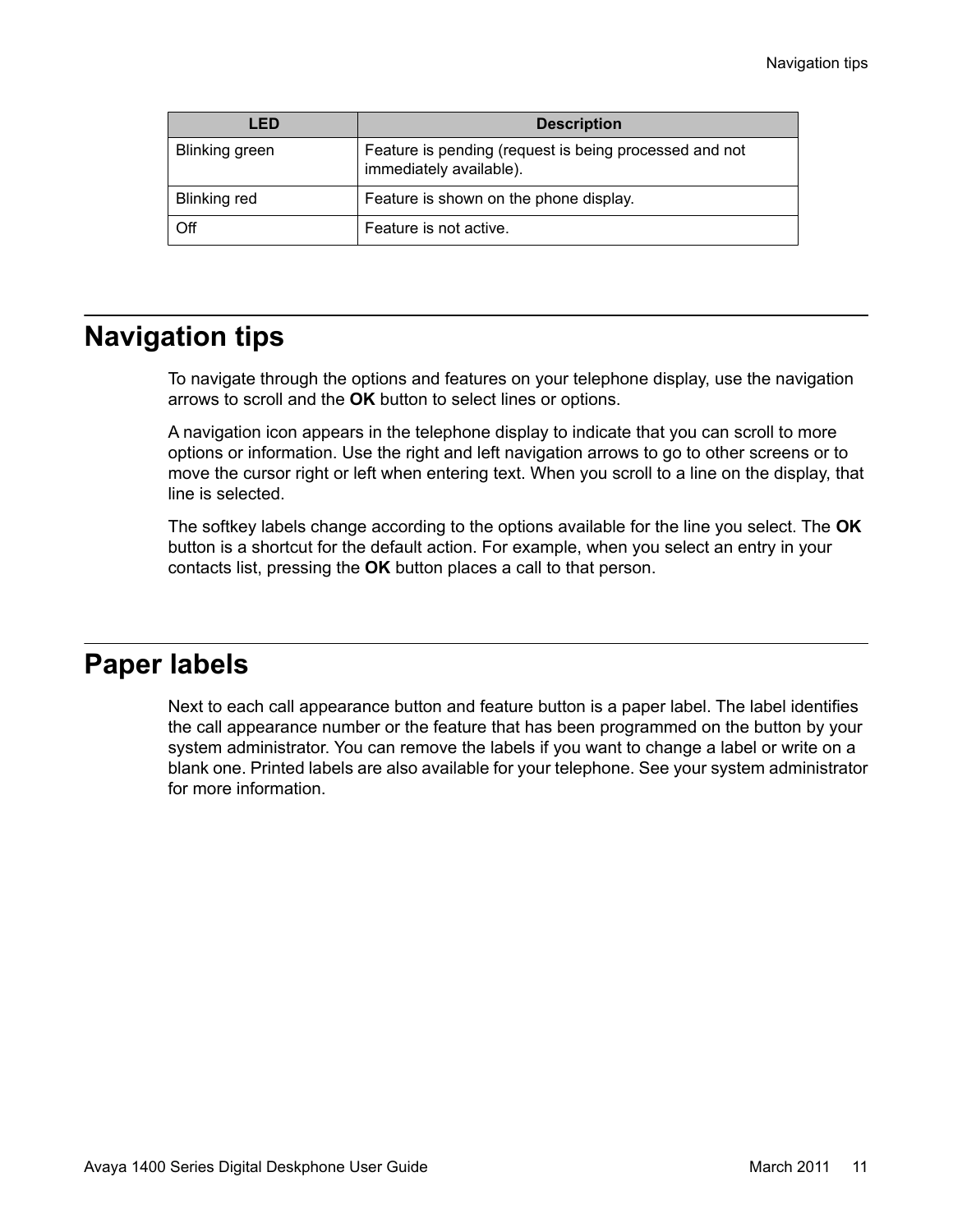| LED | Description |
| --- | --- |
| Blinking green | Feature is pending (request is being processed and not immediately available). |
| Blinking red | Feature is shown on the phone display. |
| Off | Feature is not active. |

## Navigation tips

To navigate through the options and features on your telephone display, use the navigation arrows to scroll and the **OK** button to select lines or options.

A navigation icon appears in the telephone display to indicate that you can scroll to more options or information. Use the right and left navigation arrows to go to other screens or to move the cursor right or left when entering text. When you scroll to a line on the display, that line is selected.

The softkey labels change according to the options available for the line you select. The **OK** button is a shortcut for the default action. For example, when you select an entry in your contacts list, pressing the **OK** button places a call to that person.

## Paper labels

Next to each call appearance button and feature button is a paper label. The label identifies the call appearance number or the feature that has been programmed on the button by your system administrator. You can remove the labels if you want to change a label or write on a blank one. Printed labels are also available for your telephone. See your system administrator for more information.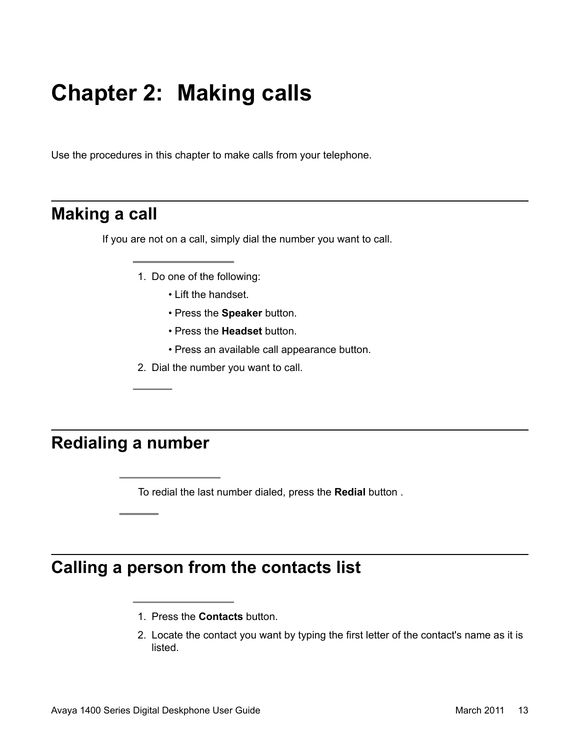# Chapter 2: Making calls

Use the procedures in this chapter to make calls from your telephone.

## Making a call

If you are not on a call, simply dial the number you want to call.

1. Do one of the following:
   - Lift the handset.
   - Press the **Speaker** button.
   - Press the **Headset** button.
   - Press an available call appearance button.
2. Dial the number you want to call.

## Redialing a number

To redial the last number dialed, press the **Redial** button .

## Calling a person from the contacts list

1. Press the **Contacts** button.
2. Locate the contact you want by typing the first letter of the contact's name as it is listed.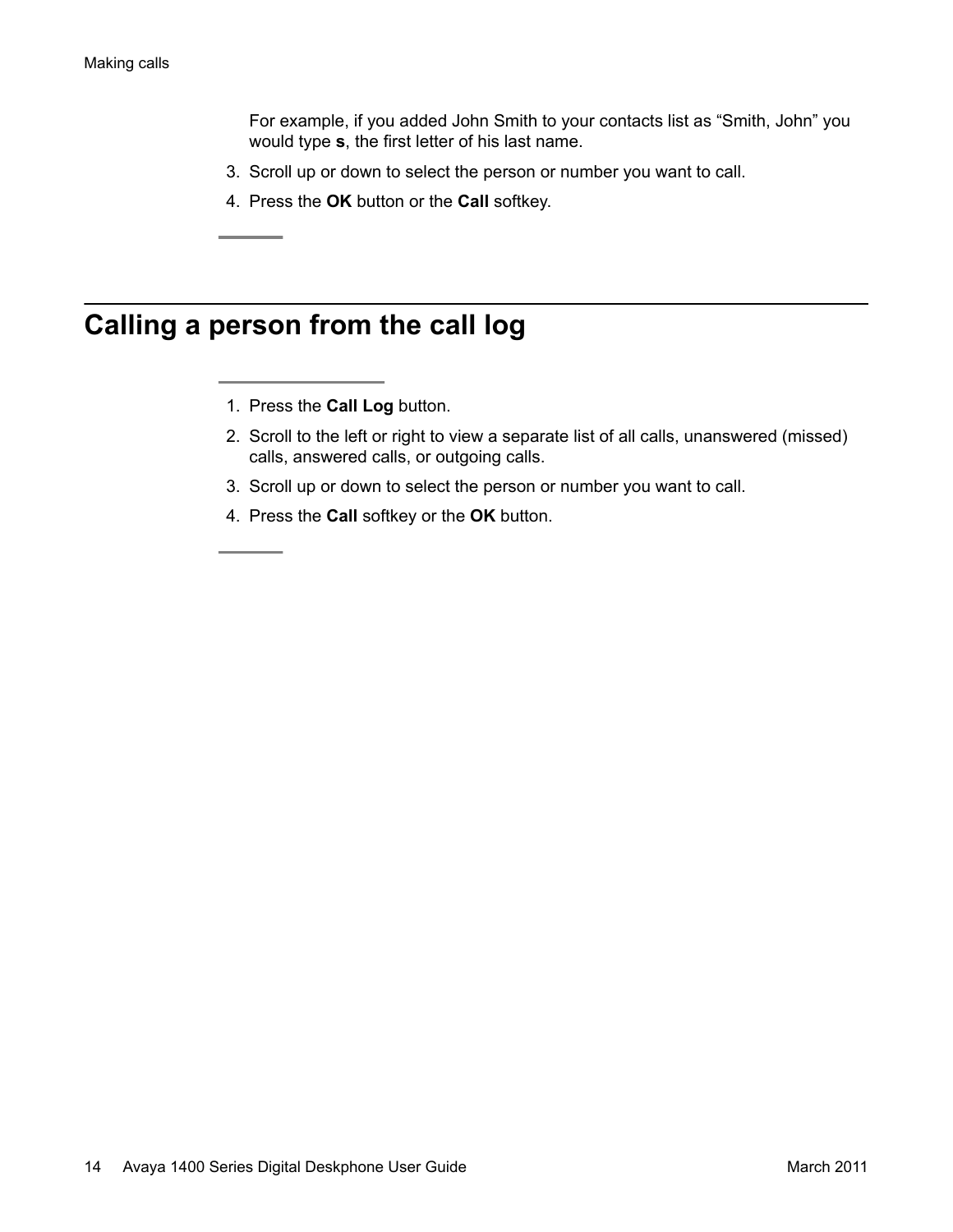For example, if you added John Smith to your contacts list as “Smith, John” you would type **s**, the first letter of his last name.

3. Scroll up or down to select the person or number you want to call.
4. Press the **OK** button or the **Call** softkey.

## Calling a person from the call log

1. Press the **Call Log** button.
2. Scroll to the left or right to view a separate list of all calls, unanswered (missed) calls, answered calls, or outgoing calls.
3. Scroll up or down to select the person or number you want to call.
4. Press the **Call** softkey or the **OK** button.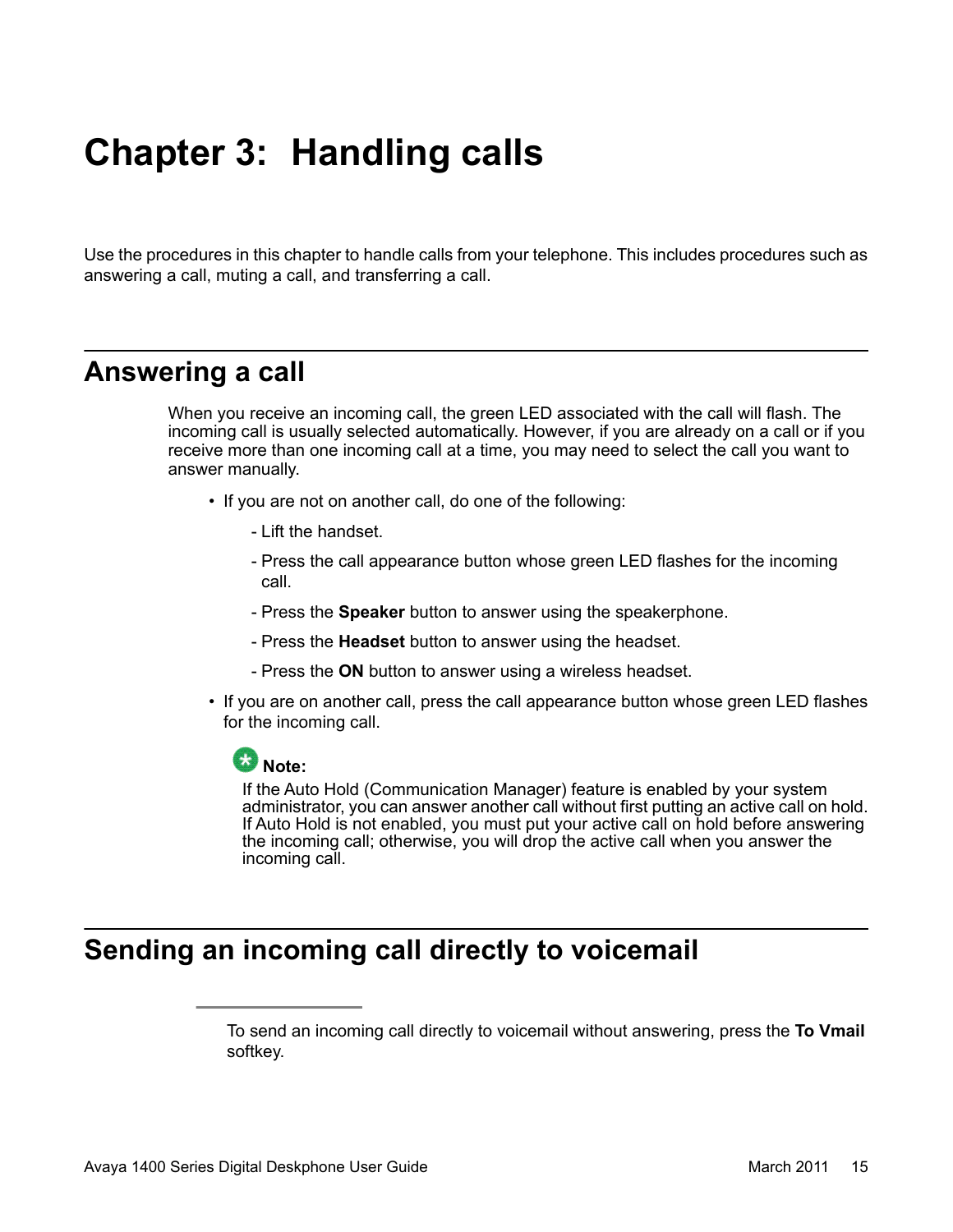# Chapter 3: Handling calls

Use the procedures in this chapter to handle calls from your telephone. This includes procedures such as answering a call, muting a call, and transferring a call.

## Answering a call

When you receive an incoming call, the green LED associated with the call will flash. The incoming call is usually selected automatically. However, if you are already on a call or if you receive more than one incoming call at a time, you may need to select the call you want to answer manually.

- If you are not on another call, do one of the following:
  - Lift the handset.
  - Press the call appearance button whose green LED flashes for the incoming call.
  - Press the **Speaker** button to answer using the speakerphone.
  - Press the **Headset** button to answer using the headset.
  - Press the **ON** button to answer using a wireless headset.
- If you are on another call, press the call appearance button whose green LED flashes for the incoming call.

**Note:**
If the Auto Hold (Communication Manager) feature is enabled by your system administrator, you can answer another call without first putting an active call on hold. If Auto Hold is not enabled, you must put your active call on hold before answering the incoming call; otherwise, you will drop the active call when you answer the incoming call.

## Sending an incoming call directly to voicemail

To send an incoming call directly to voicemail without answering, press the **To Vmail** softkey.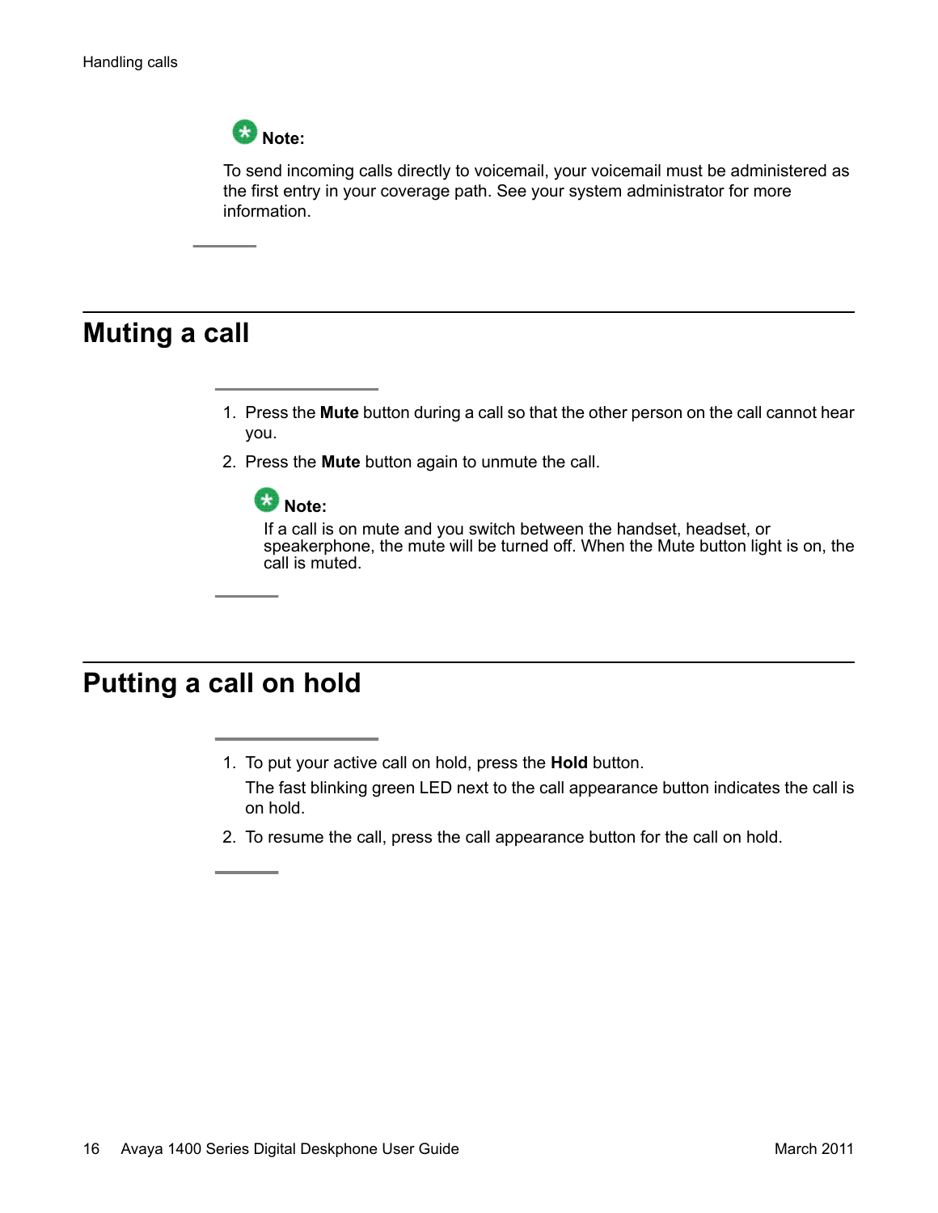**Note:**

To send incoming calls directly to voicemail, your voicemail must be administered as the first entry in your coverage path. See your system administrator for more information.

## Muting a call

1. Press the **Mute** button during a call so that the other person on the call cannot hear you.
2. Press the **Mute** button again to unmute the call.

   **Note:**

   If a call is on mute and you switch between the handset, headset, or speakerphone, the mute will be turned off. When the Mute button light is on, the call is muted.

## Putting a call on hold

1. To put your active call on hold, press the **Hold** button.

   The fast blinking green LED next to the call appearance button indicates the call is on hold.
2. To resume the call, press the call appearance button for the call on hold.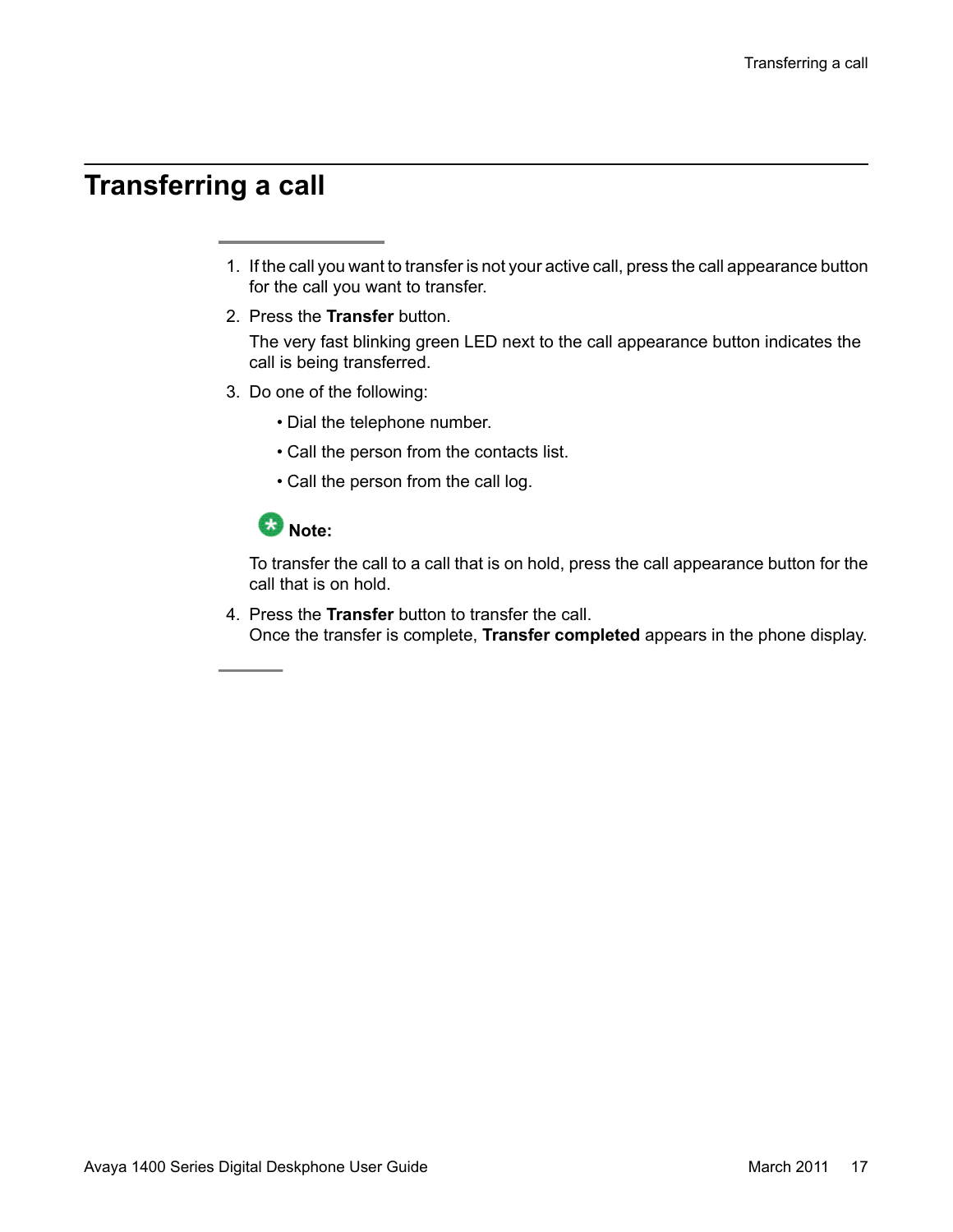# Transferring a call

1. If the call you want to transfer is not your active call, press the call appearance button for the call you want to transfer.
2. Press the **Transfer** button.

   The very fast blinking green LED next to the call appearance button indicates the call is being transferred.
3. Do one of the following:
   - Dial the telephone number.
   - Call the person from the contacts list.
   - Call the person from the call log.

   **Note:**

   To transfer the call to a call that is on hold, press the call appearance button for the call that is on hold.
4. Press the **Transfer** button to transfer the call.
   Once the transfer is complete, **Transfer completed** appears in the phone display.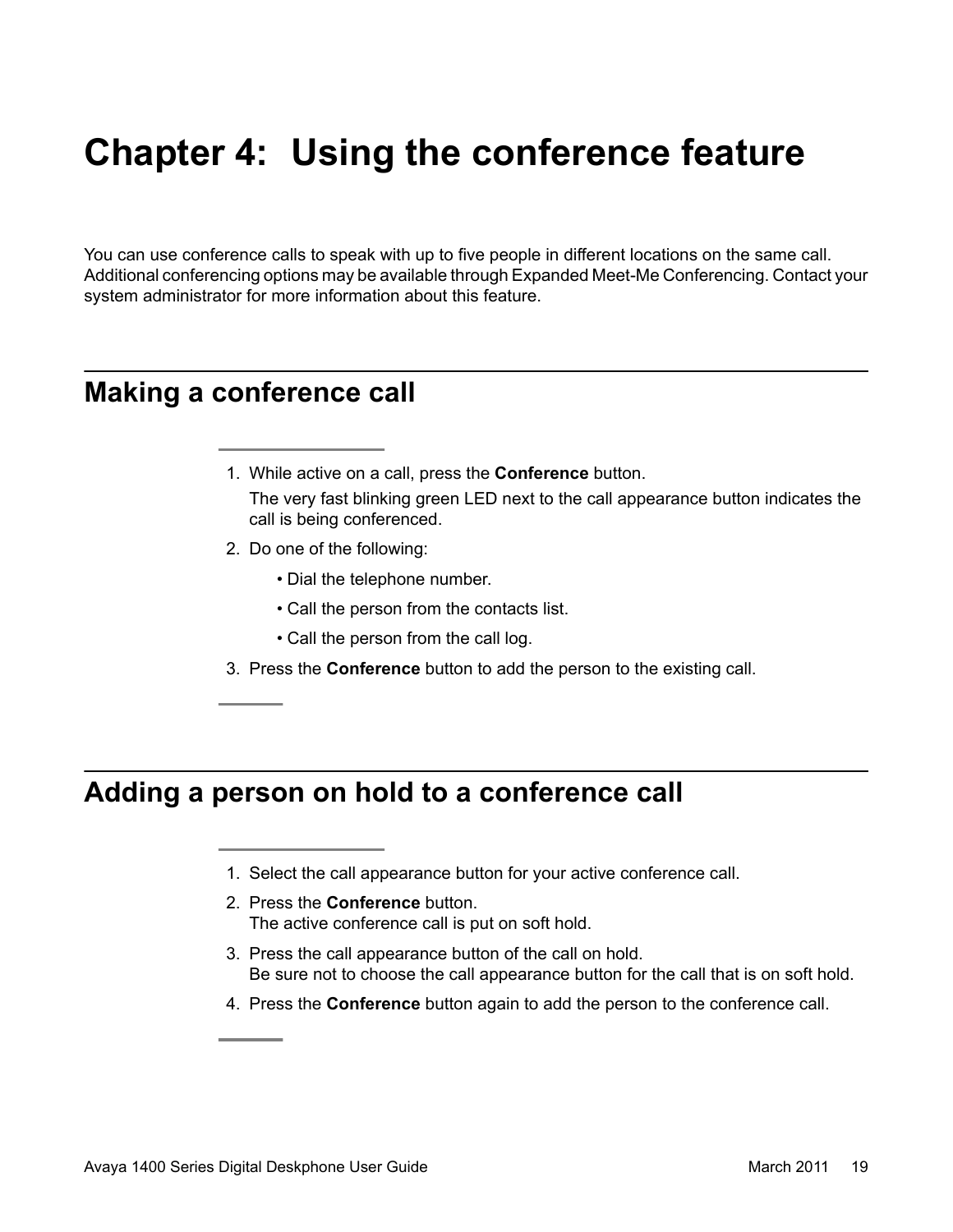# Chapter 4: Using the conference feature

You can use conference calls to speak with up to five people in different locations on the same call. Additional conferencing options may be available through Expanded Meet-Me Conferencing. Contact your system administrator for more information about this feature.

## Making a conference call

1. While active on a call, press the **Conference** button.

   The very fast blinking green LED next to the call appearance button indicates the call is being conferenced.

2. Do one of the following:
   - Dial the telephone number.
   - Call the person from the contacts list.
   - Call the person from the call log.

3. Press the **Conference** button to add the person to the existing call.

## Adding a person on hold to a conference call

1. Select the call appearance button for your active conference call.
2. Press the **Conference** button.
   The active conference call is put on soft hold.
3. Press the call appearance button of the call on hold.
   Be sure not to choose the call appearance button for the call that is on soft hold.
4. Press the **Conference** button again to add the person to the conference call.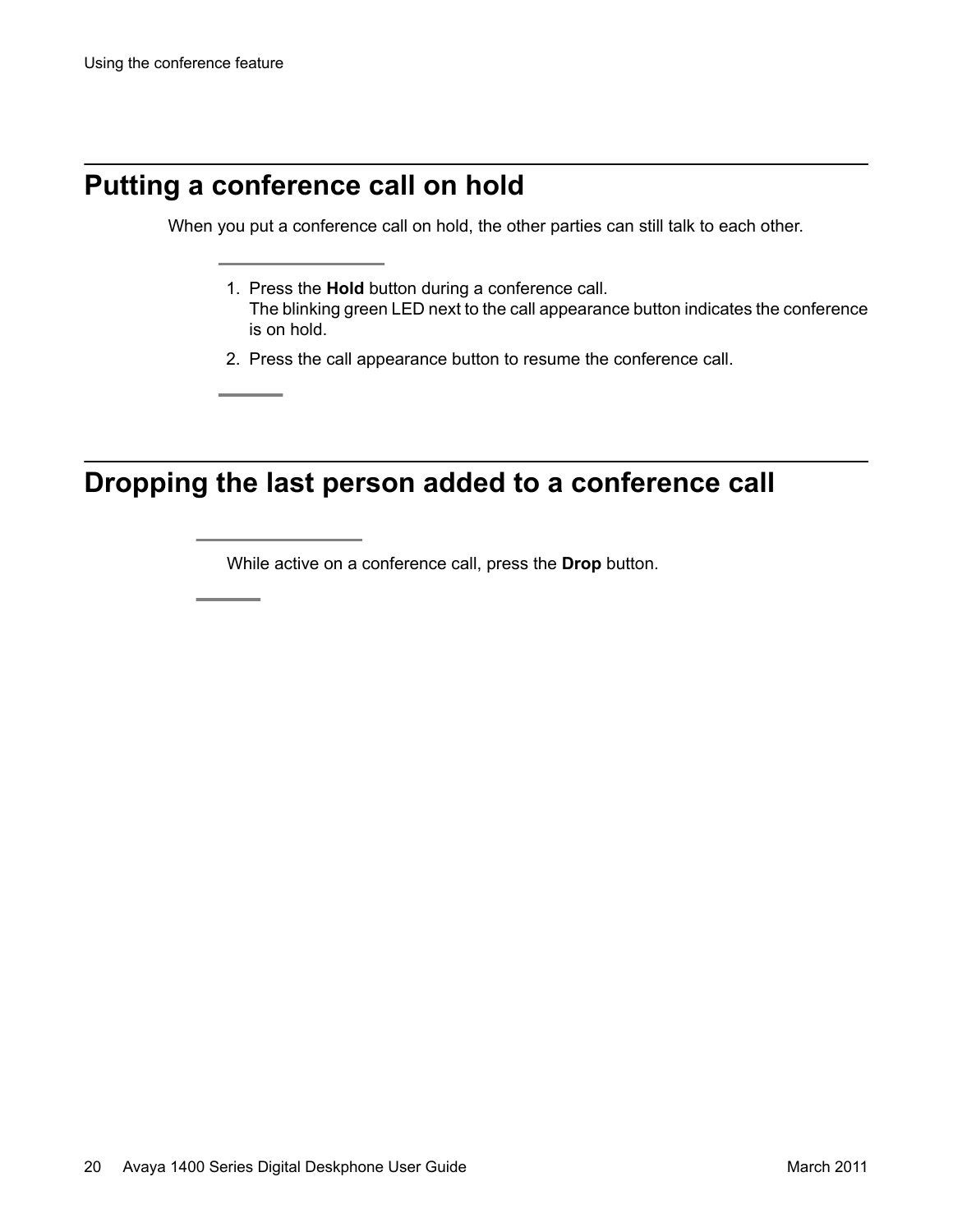## Putting a conference call on hold

When you put a conference call on hold, the other parties can still talk to each other.

1. Press the **Hold** button during a conference call.
   The blinking green LED next to the call appearance button indicates the conference is on hold.
2. Press the call appearance button to resume the conference call.

## Dropping the last person added to a conference call

While active on a conference call, press the **Drop** button.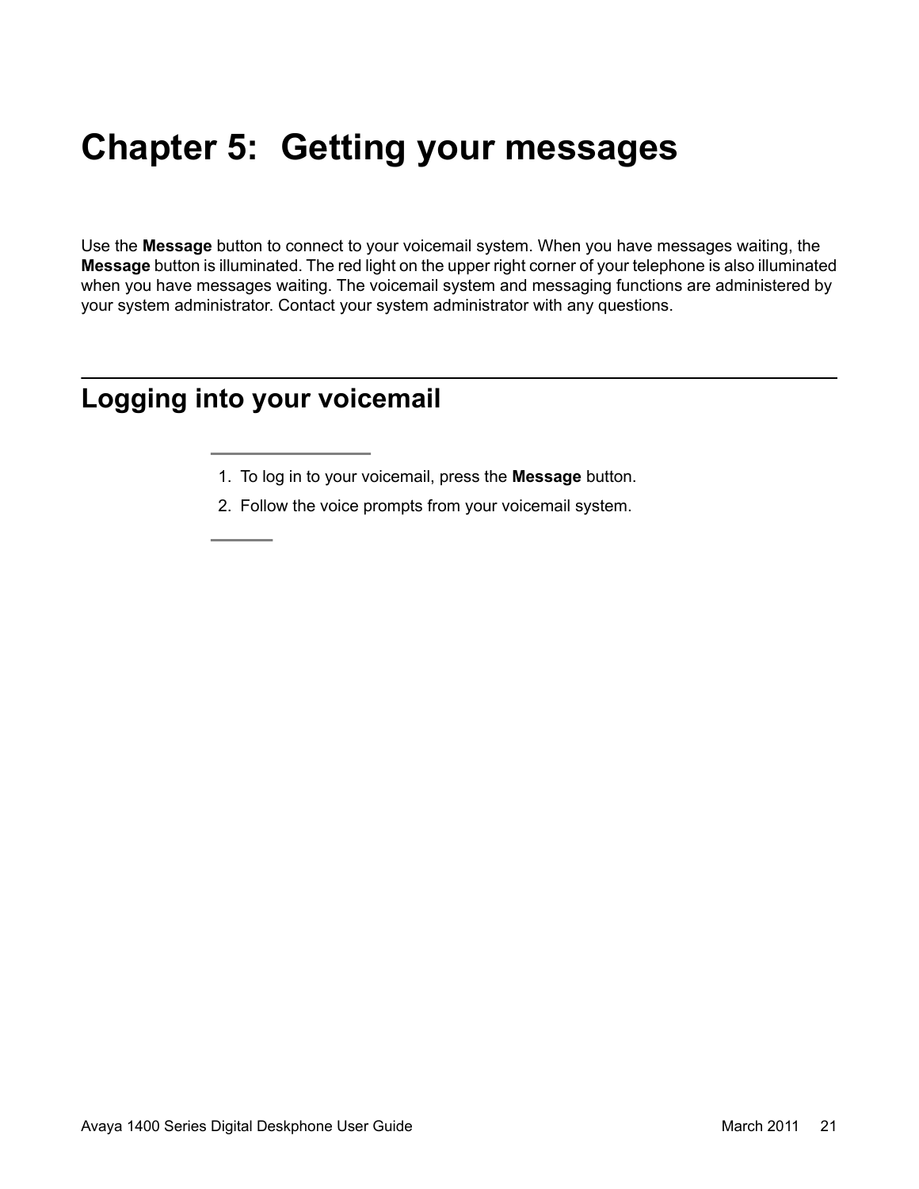# Chapter 5: Getting your messages

Use the **Message** button to connect to your voicemail system. When you have messages waiting, the **Message** button is illuminated. The red light on the upper right corner of your telephone is also illuminated when you have messages waiting. The voicemail system and messaging functions are administered by your system administrator. Contact your system administrator with any questions.

## Logging into your voicemail

1. To log in to your voicemail, press the **Message** button.
2. Follow the voice prompts from your voicemail system.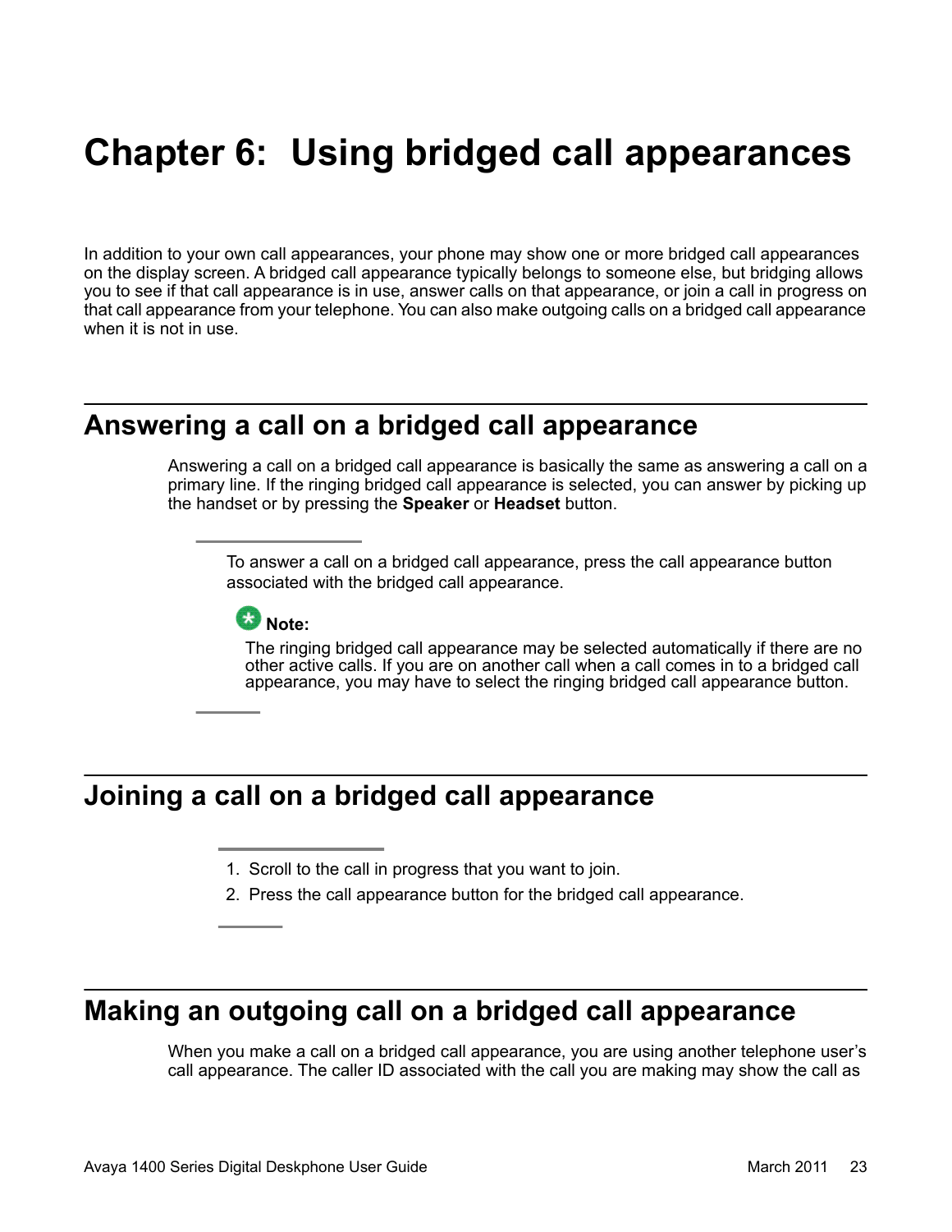# Chapter 6: Using bridged call appearances

In addition to your own call appearances, your phone may show one or more bridged call appearances on the display screen. A bridged call appearance typically belongs to someone else, but bridging allows you to see if that call appearance is in use, answer calls on that appearance, or join a call in progress on that call appearance from your telephone. You can also make outgoing calls on a bridged call appearance when it is not in use.

## Answering a call on a bridged call appearance

Answering a call on a bridged call appearance is basically the same as answering a call on a primary line. If the ringing bridged call appearance is selected, you can answer by picking up the handset or by pressing the **Speaker** or **Headset** button.

To answer a call on a bridged call appearance, press the call appearance button associated with the bridged call appearance.

**Note:**

The ringing bridged call appearance may be selected automatically if there are no other active calls. If you are on another call when a call comes in to a bridged call appearance, you may have to select the ringing bridged call appearance button.

## Joining a call on a bridged call appearance

1. Scroll to the call in progress that you want to join.
2. Press the call appearance button for the bridged call appearance.

## Making an outgoing call on a bridged call appearance

When you make a call on a bridged call appearance, you are using another telephone user's call appearance. The caller ID associated with the call you are making may show the call as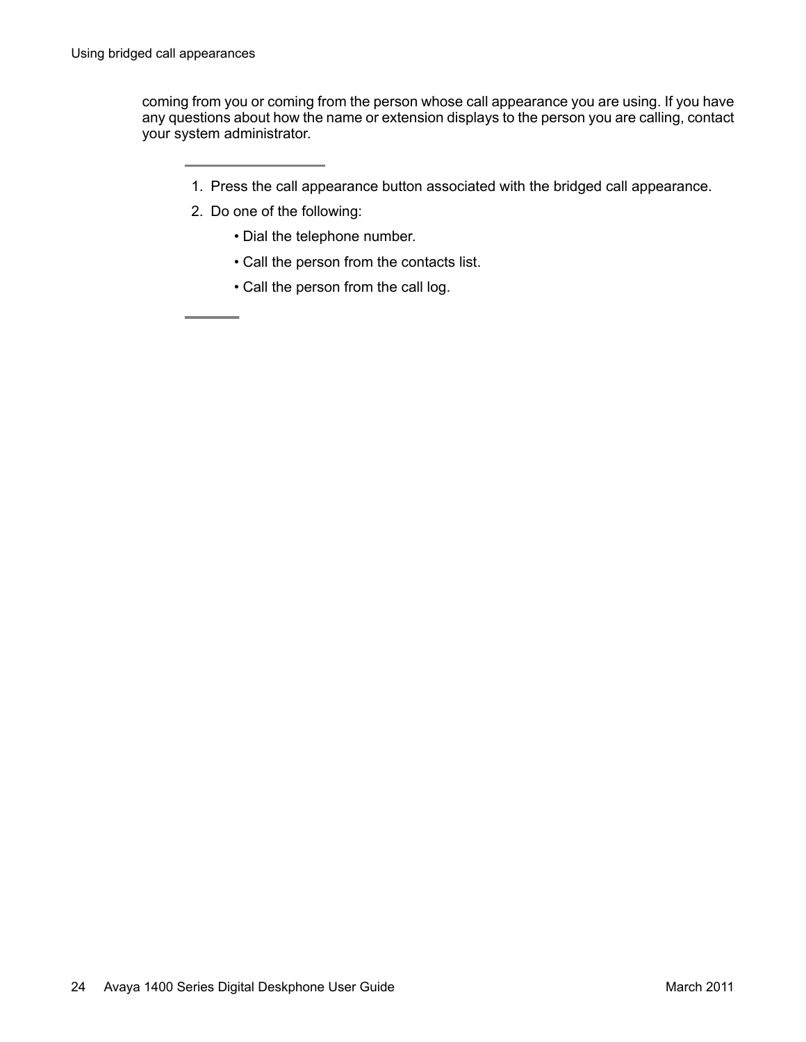coming from you or coming from the person whose call appearance you are using. If you have any questions about how the name or extension displays to the person you are calling, contact your system administrator.

---

1. Press the call appearance button associated with the bridged call appearance.
2. Do one of the following:
   - Dial the telephone number.
   - Call the person from the contacts list.
   - Call the person from the call log.

---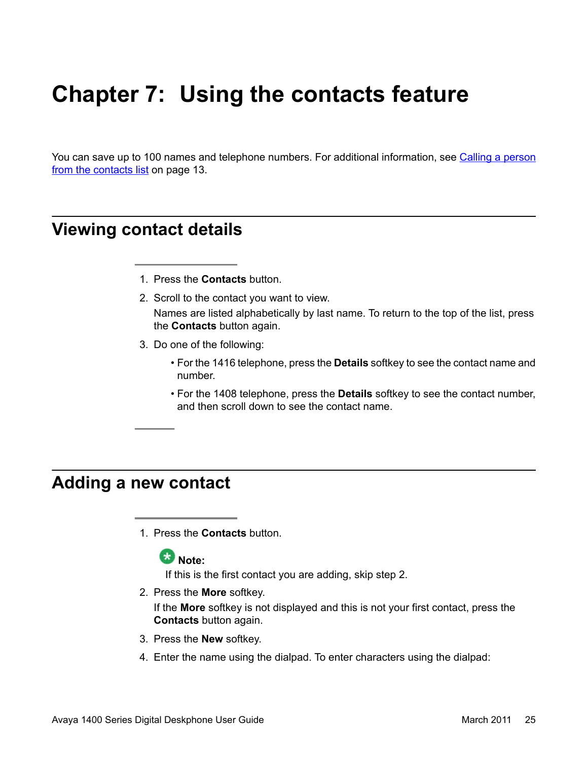# Chapter 7: Using the contacts feature

You can save up to 100 names and telephone numbers. For additional information, see Calling a person from the contacts list on page 13.

## Viewing contact details

1. Press the **Contacts** button.
2. Scroll to the contact you want to view.

   Names are listed alphabetically by last name. To return to the top of the list, press the **Contacts** button again.
3. Do one of the following:
   - For the 1416 telephone, press the **Details** softkey to see the contact name and number.
   - For the 1408 telephone, press the **Details** softkey to see the contact number, and then scroll down to see the contact name.

## Adding a new contact

1. Press the **Contacts** button.

   **Note:**
   If this is the first contact you are adding, skip step 2.
2. Press the **More** softkey.

   If the **More** softkey is not displayed and this is not your first contact, press the **Contacts** button again.
3. Press the **New** softkey.
4. Enter the name using the dialpad. To enter characters using the dialpad: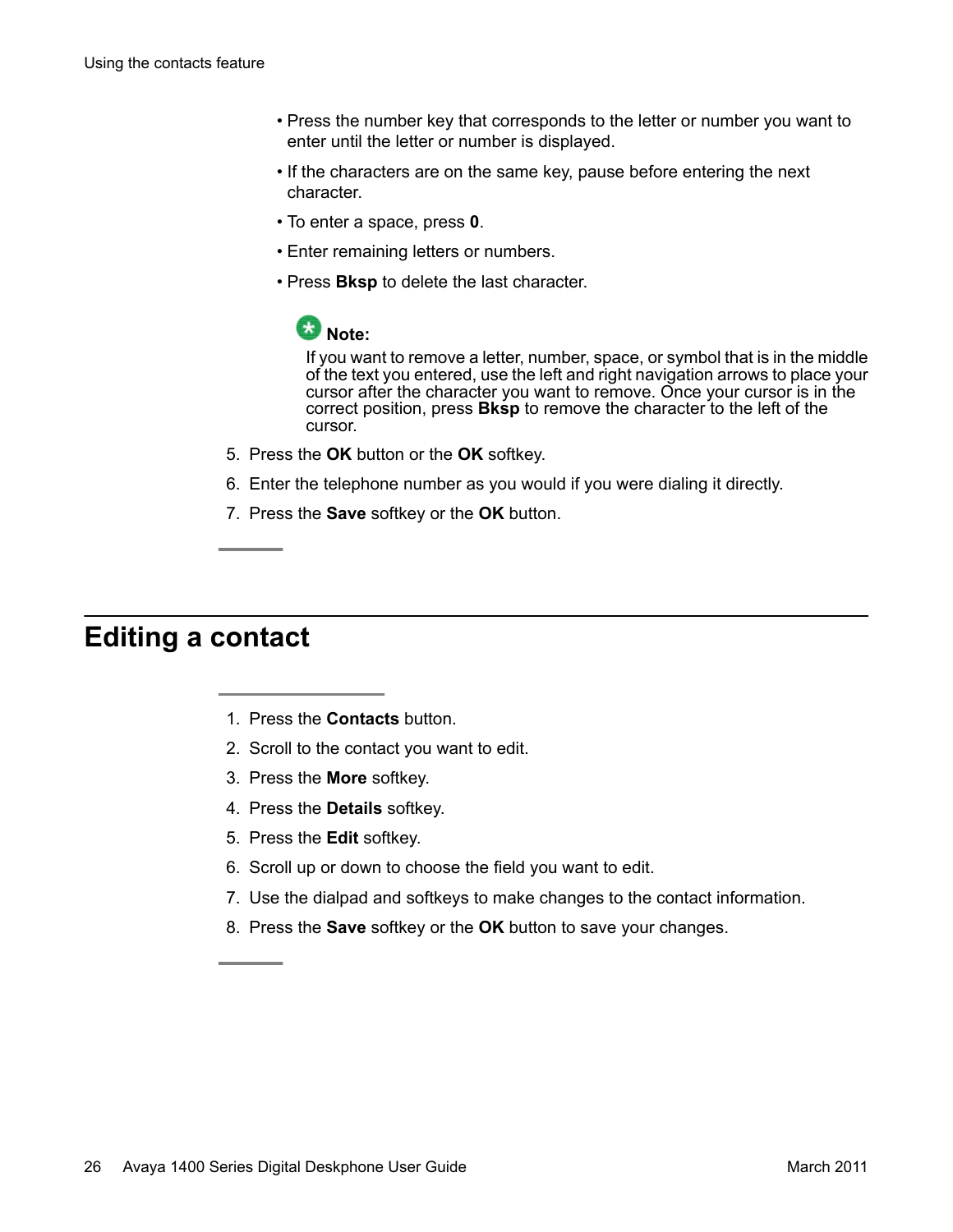- Press the number key that corresponds to the letter or number you want to enter until the letter or number is displayed.
- If the characters are on the same key, pause before entering the next character.
- To enter a space, press **0**.
- Enter remaining letters or numbers.
- Press **Bksp** to delete the last character.

> **Note:**
> If you want to remove a letter, number, space, or symbol that is in the middle of the text you entered, use the left and right navigation arrows to place your cursor after the character you want to remove. Once your cursor is in the correct position, press **Bksp** to remove the character to the left of the cursor.

5. Press the **OK** button or the **OK** softkey.
6. Enter the telephone number as you would if you were dialing it directly.
7. Press the **Save** softkey or the **OK** button.

## Editing a contact

1. Press the **Contacts** button.
2. Scroll to the contact you want to edit.
3. Press the **More** softkey.
4. Press the **Details** softkey.
5. Press the **Edit** softkey.
6. Scroll up or down to choose the field you want to edit.
7. Use the dialpad and softkeys to make changes to the contact information.
8. Press the **Save** softkey or the **OK** button to save your changes.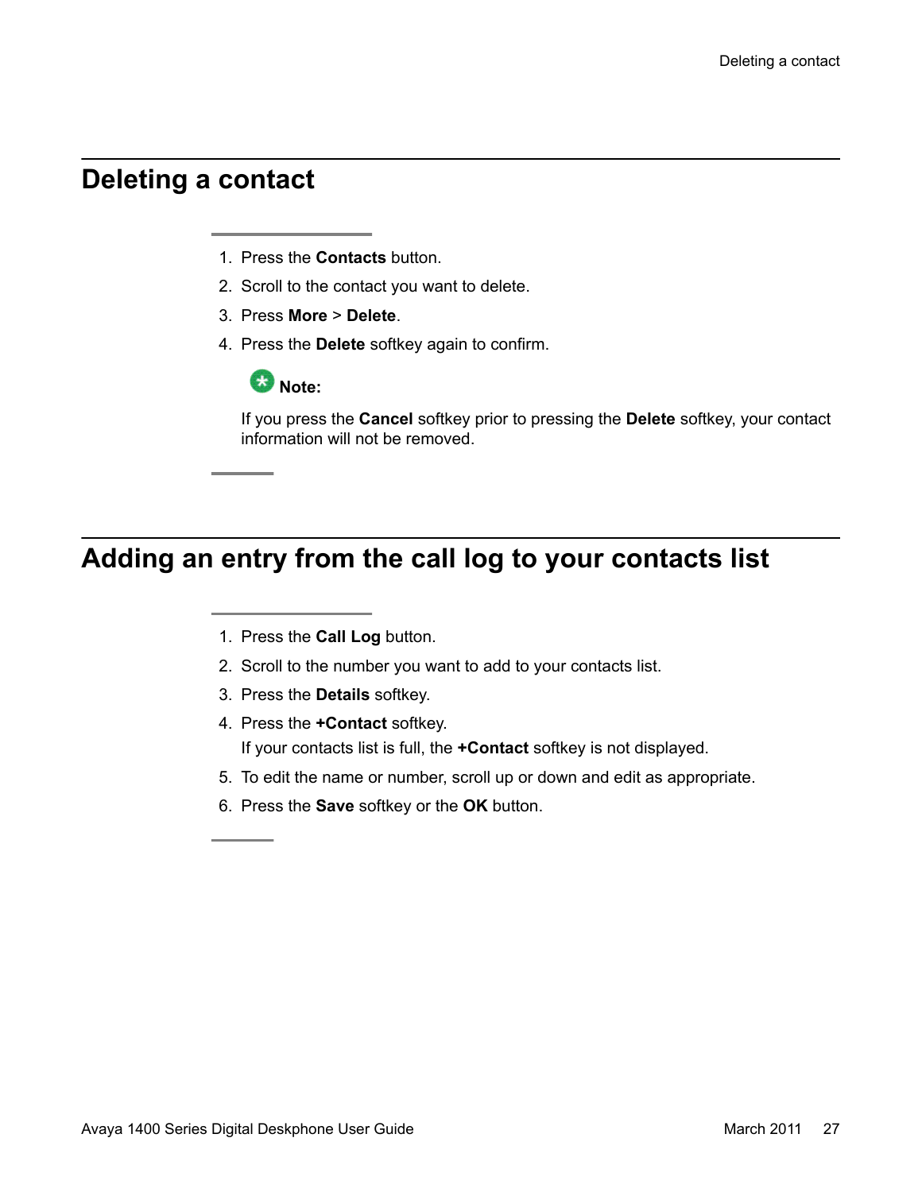## Deleting a contact

1. Press the **Contacts** button.
2. Scroll to the contact you want to delete.
3. Press **More** > **Delete**.
4. Press the **Delete** softkey again to confirm.

   **Note:**

   If you press the **Cancel** softkey prior to pressing the **Delete** softkey, your contact information will not be removed.

## Adding an entry from the call log to your contacts list

1. Press the **Call Log** button.
2. Scroll to the number you want to add to your contacts list.
3. Press the **Details** softkey.
4. Press the **+Contact** softkey.

   If your contacts list is full, the **+Contact** softkey is not displayed.
5. To edit the name or number, scroll up or down and edit as appropriate.
6. Press the **Save** softkey or the **OK** button.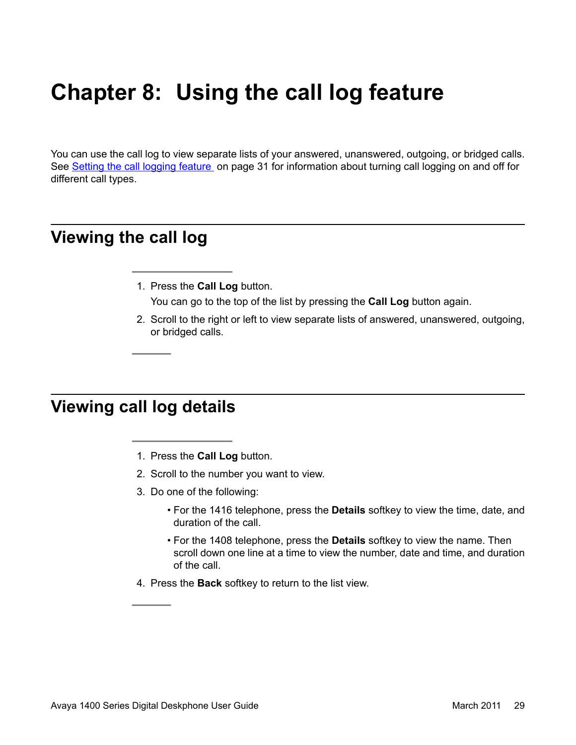# Chapter 8: Using the call log feature

You can use the call log to view separate lists of your answered, unanswered, outgoing, or bridged calls. See Setting the call logging feature on page 31 for information about turning call logging on and off for different call types.

## Viewing the call log

1. Press the **Call Log** button.

   You can go to the top of the list by pressing the **Call Log** button again.
2. Scroll to the right or left to view separate lists of answered, unanswered, outgoing, or bridged calls.

## Viewing call log details

1. Press the **Call Log** button.
2. Scroll to the number you want to view.
3. Do one of the following:
   - For the 1416 telephone, press the **Details** softkey to view the time, date, and duration of the call.
   - For the 1408 telephone, press the **Details** softkey to view the name. Then scroll down one line at a time to view the number, date and time, and duration of the call.
4. Press the **Back** softkey to return to the list view.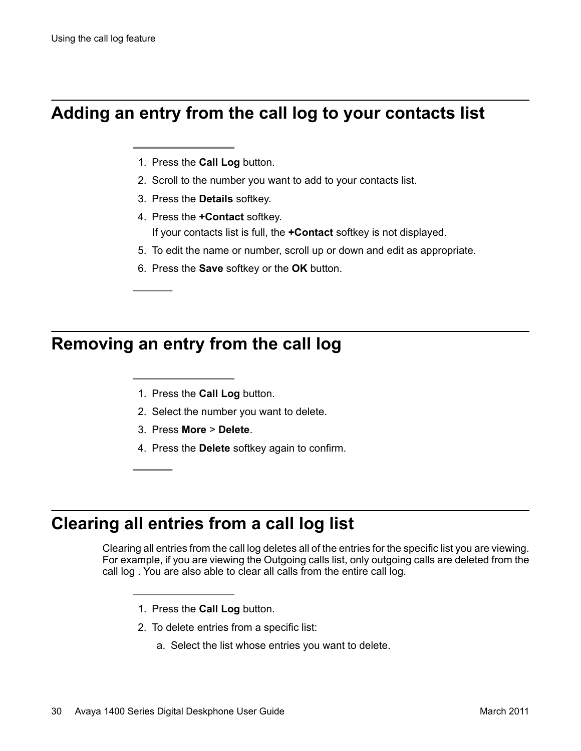## Adding an entry from the call log to your contacts list

1. Press the **Call Log** button.
2. Scroll to the number you want to add to your contacts list.
3. Press the **Details** softkey.
4. Press the **+Contact** softkey.
   If your contacts list is full, the **+Contact** softkey is not displayed.
5. To edit the name or number, scroll up or down and edit as appropriate.
6. Press the **Save** softkey or the **OK** button.

## Removing an entry from the call log

1. Press the **Call Log** button.
2. Select the number you want to delete.
3. Press **More** > **Delete**.
4. Press the **Delete** softkey again to confirm.

## Clearing all entries from a call log list

Clearing all entries from the call log deletes all of the entries for the specific list you are viewing. For example, if you are viewing the Outgoing calls list, only outgoing calls are deleted from the call log . You are also able to clear all calls from the entire call log.

1. Press the **Call Log** button.
2. To delete entries from a specific list:
   a. Select the list whose entries you want to delete.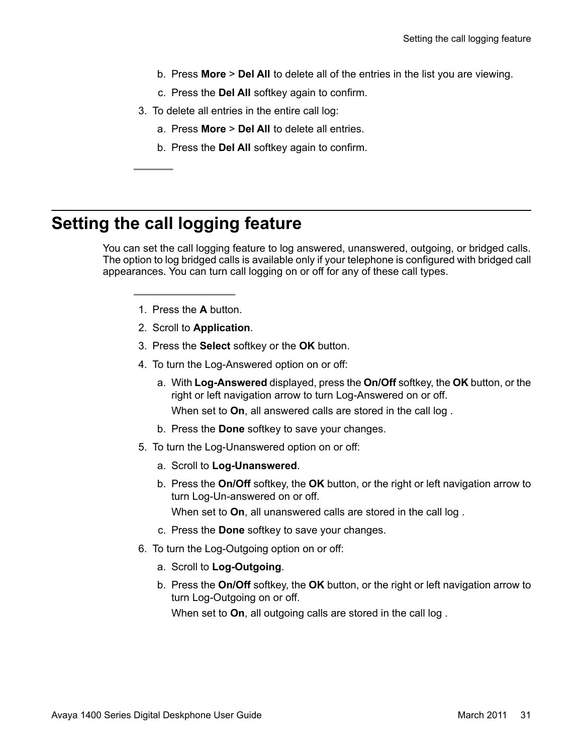b. Press **More** > **Del All** to delete all of the entries in the list you are viewing.

c. Press the **Del All** softkey again to confirm.

3. To delete all entries in the entire call log:

   a. Press **More** > **Del All** to delete all entries.

   b. Press the **Del All** softkey again to confirm.

## Setting the call logging feature

You can set the call logging feature to log answered, unanswered, outgoing, or bridged calls. The option to log bridged calls is available only if your telephone is configured with bridged call appearances. You can turn call logging on or off for any of these call types.

1. Press the **A** button.
2. Scroll to **Application**.
3. Press the **Select** softkey or the **OK** button.
4. To turn the Log-Answered option on or off:

   a. With **Log-Answered** displayed, press the **On/Off** softkey, the **OK** button, or the right or left navigation arrow to turn Log-Answered on or off.

      When set to **On**, all answered calls are stored in the call log .

   b. Press the **Done** softkey to save your changes.

5. To turn the Log-Unanswered option on or off:

   a. Scroll to **Log-Unanswered**.

   b. Press the **On/Off** softkey, the **OK** button, or the right or left navigation arrow to turn Log-Un-answered on or off.

      When set to **On**, all unanswered calls are stored in the call log .

   c. Press the **Done** softkey to save your changes.

6. To turn the Log-Outgoing option on or off:

   a. Scroll to **Log-Outgoing**.

   b. Press the **On/Off** softkey, the **OK** button, or the right or left navigation arrow to turn Log-Outgoing on or off.

      When set to **On**, all outgoing calls are stored in the call log .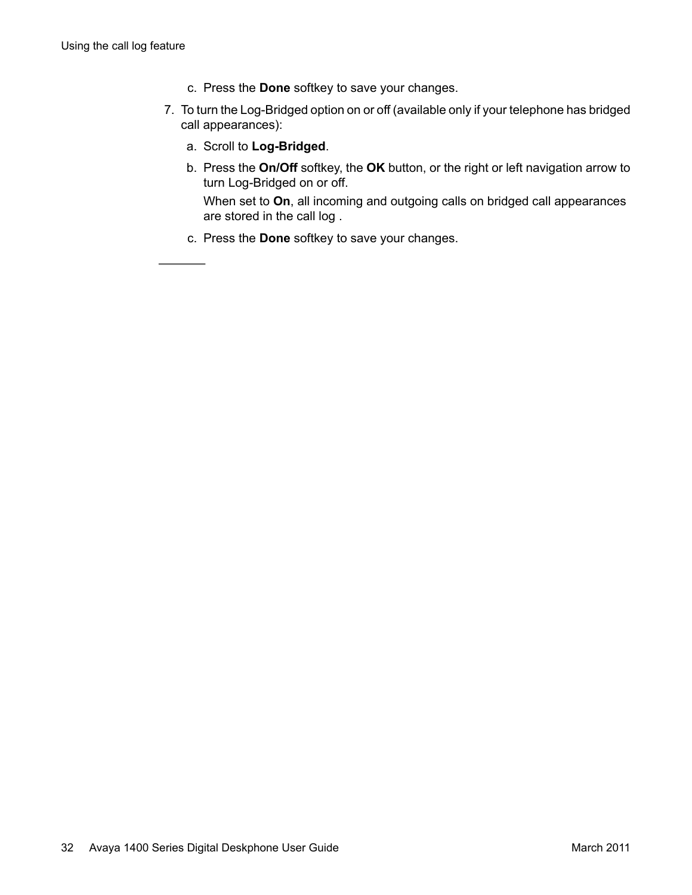c. Press the **Done** softkey to save your changes.

7. To turn the Log-Bridged option on or off (available only if your telephone has bridged call appearances):

   a. Scroll to **Log-Bridged**.

   b. Press the **On/Off** softkey, the **OK** button, or the right or left navigation arrow to turn Log-Bridged on or off.

      When set to **On**, all incoming and outgoing calls on bridged call appearances are stored in the call log .

   c. Press the **Done** softkey to save your changes.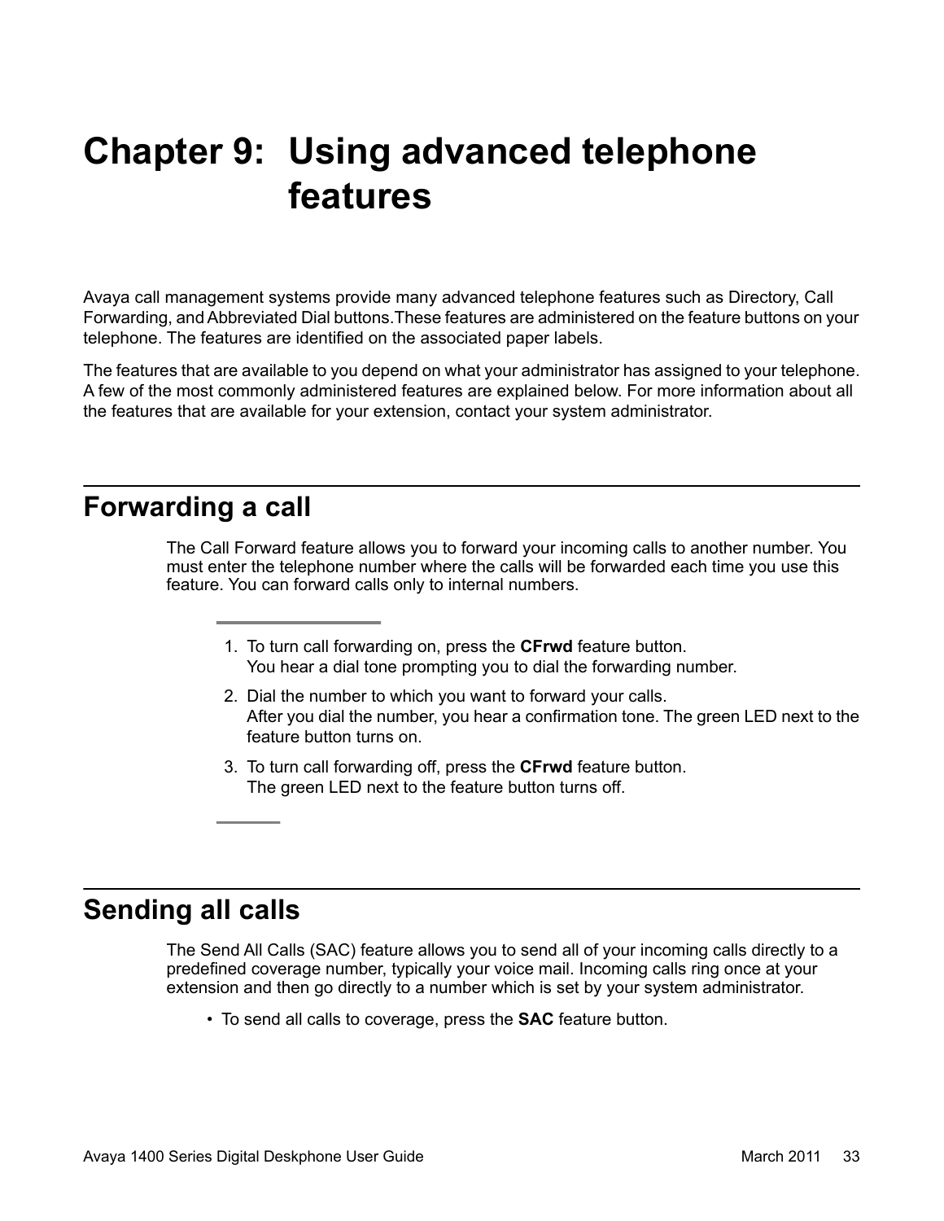# Chapter 9: Using advanced telephone features

Avaya call management systems provide many advanced telephone features such as Directory, Call Forwarding, and Abbreviated Dial buttons.These features are administered on the feature buttons on your telephone. The features are identified on the associated paper labels.

The features that are available to you depend on what your administrator has assigned to your telephone. A few of the most commonly administered features are explained below. For more information about all the features that are available for your extension, contact your system administrator.

## Forwarding a call

The Call Forward feature allows you to forward your incoming calls to another number. You must enter the telephone number where the calls will be forwarded each time you use this feature. You can forward calls only to internal numbers.

1. To turn call forwarding on, press the **CFrwd** feature button.
   You hear a dial tone prompting you to dial the forwarding number.
2. Dial the number to which you want to forward your calls.
   After you dial the number, you hear a confirmation tone. The green LED next to the feature button turns on.
3. To turn call forwarding off, press the **CFrwd** feature button.
   The green LED next to the feature button turns off.

## Sending all calls

The Send All Calls (SAC) feature allows you to send all of your incoming calls directly to a predefined coverage number, typically your voice mail. Incoming calls ring once at your extension and then go directly to a number which is set by your system administrator.

- To send all calls to coverage, press the **SAC** feature button.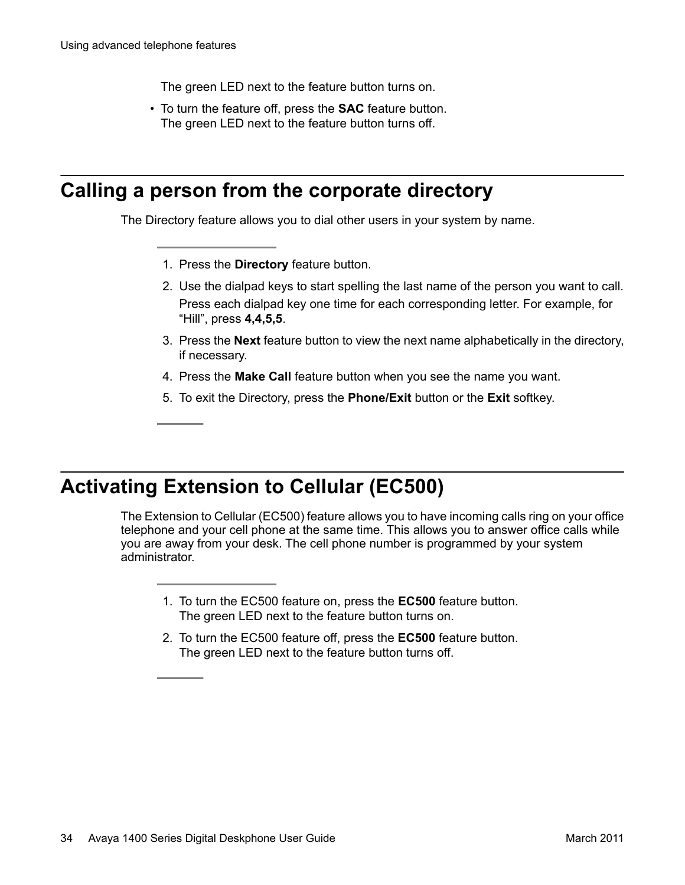The green LED next to the feature button turns on.

- To turn the feature off, press the **SAC** feature button.
  The green LED next to the feature button turns off.

## Calling a person from the corporate directory

The Directory feature allows you to dial other users in your system by name.

1. Press the **Directory** feature button.
2. Use the dialpad keys to start spelling the last name of the person you want to call.
   Press each dialpad key one time for each corresponding letter. For example, for "Hill", press **4,4,5,5**.
3. Press the **Next** feature button to view the next name alphabetically in the directory, if necessary.
4. Press the **Make Call** feature button when you see the name you want.
5. To exit the Directory, press the **Phone/Exit** button or the **Exit** softkey.

## Activating Extension to Cellular (EC500)

The Extension to Cellular (EC500) feature allows you to have incoming calls ring on your office telephone and your cell phone at the same time. This allows you to answer office calls while you are away from your desk. The cell phone number is programmed by your system administrator.

1. To turn the EC500 feature on, press the **EC500** feature button.
   The green LED next to the feature button turns on.
2. To turn the EC500 feature off, press the **EC500** feature button.
   The green LED next to the feature button turns off.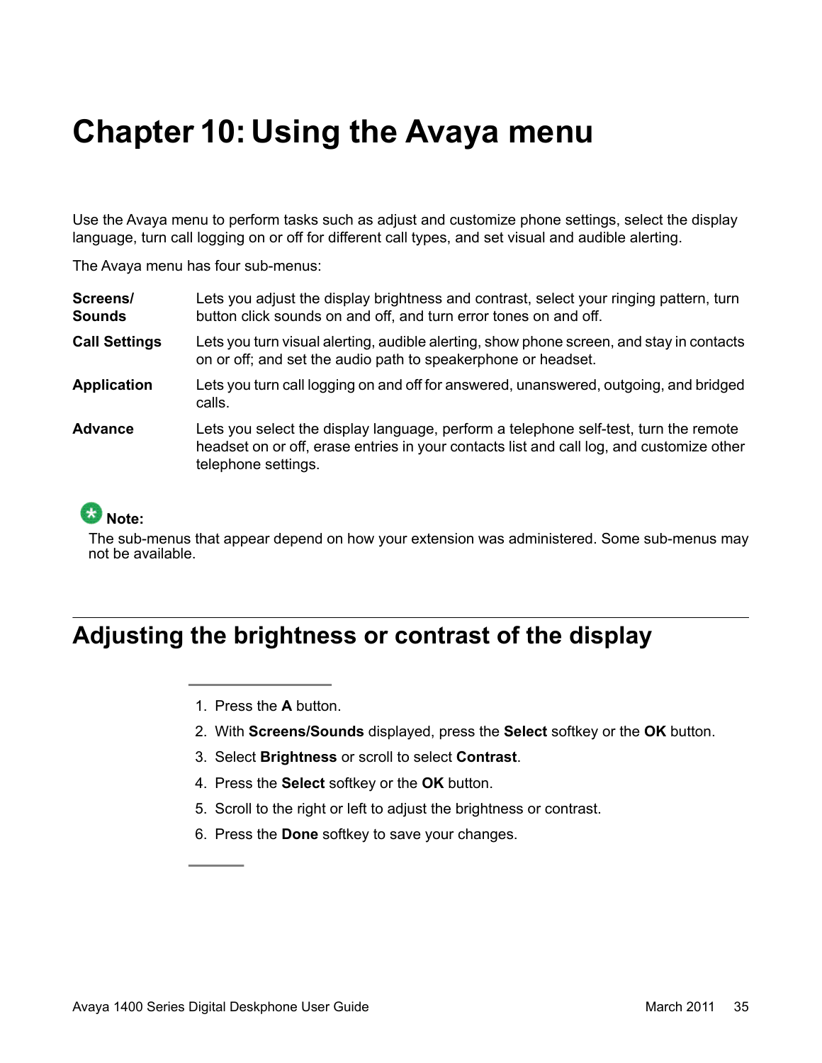# Chapter 10: Using the Avaya menu

Use the Avaya menu to perform tasks such as adjust and customize phone settings, select the display language, turn call logging on or off for different call types, and set visual and audible alerting.

The Avaya menu has four sub-menus:

**Screens/ Sounds**
Lets you adjust the display brightness and contrast, select your ringing pattern, turn button click sounds on and off, and turn error tones on and off.

**Call Settings**
Lets you turn visual alerting, audible alerting, show phone screen, and stay in contacts on or off; and set the audio path to speakerphone or headset.

**Application**
Lets you turn call logging on and off for answered, unanswered, outgoing, and bridged calls.

**Advance**
Lets you select the display language, perform a telephone self-test, turn the remote headset on or off, erase entries in your contacts list and call log, and customize other telephone settings.

**Note:**
The sub-menus that appear depend on how your extension was administered. Some sub-menus may not be available.

## Adjusting the brightness or contrast of the display

1. Press the **A** button.
2. With **Screens/Sounds** displayed, press the **Select** softkey or the **OK** button.
3. Select **Brightness** or scroll to select **Contrast**.
4. Press the **Select** softkey or the **OK** button.
5. Scroll to the right or left to adjust the brightness or contrast.
6. Press the **Done** softkey to save your changes.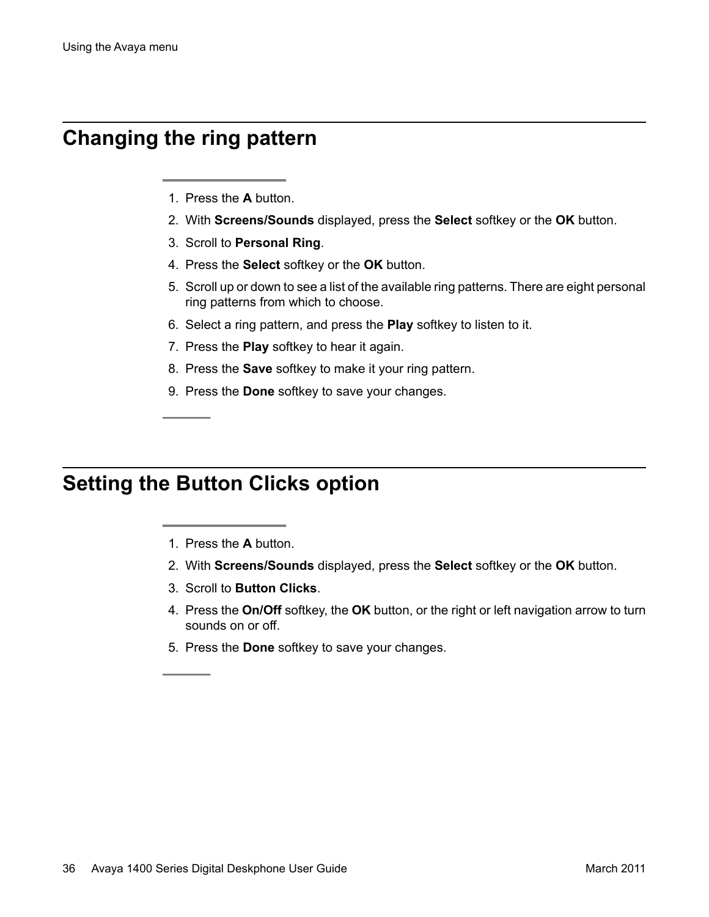## Changing the ring pattern

1. Press the **A** button.
2. With **Screens/Sounds** displayed, press the **Select** softkey or the **OK** button.
3. Scroll to **Personal Ring**.
4. Press the **Select** softkey or the **OK** button.
5. Scroll up or down to see a list of the available ring patterns. There are eight personal ring patterns from which to choose.
6. Select a ring pattern, and press the **Play** softkey to listen to it.
7. Press the **Play** softkey to hear it again.
8. Press the **Save** softkey to make it your ring pattern.
9. Press the **Done** softkey to save your changes.

## Setting the Button Clicks option

1. Press the **A** button.
2. With **Screens/Sounds** displayed, press the **Select** softkey or the **OK** button.
3. Scroll to **Button Clicks**.
4. Press the **On/Off** softkey, the **OK** button, or the right or left navigation arrow to turn sounds on or off.
5. Press the **Done** softkey to save your changes.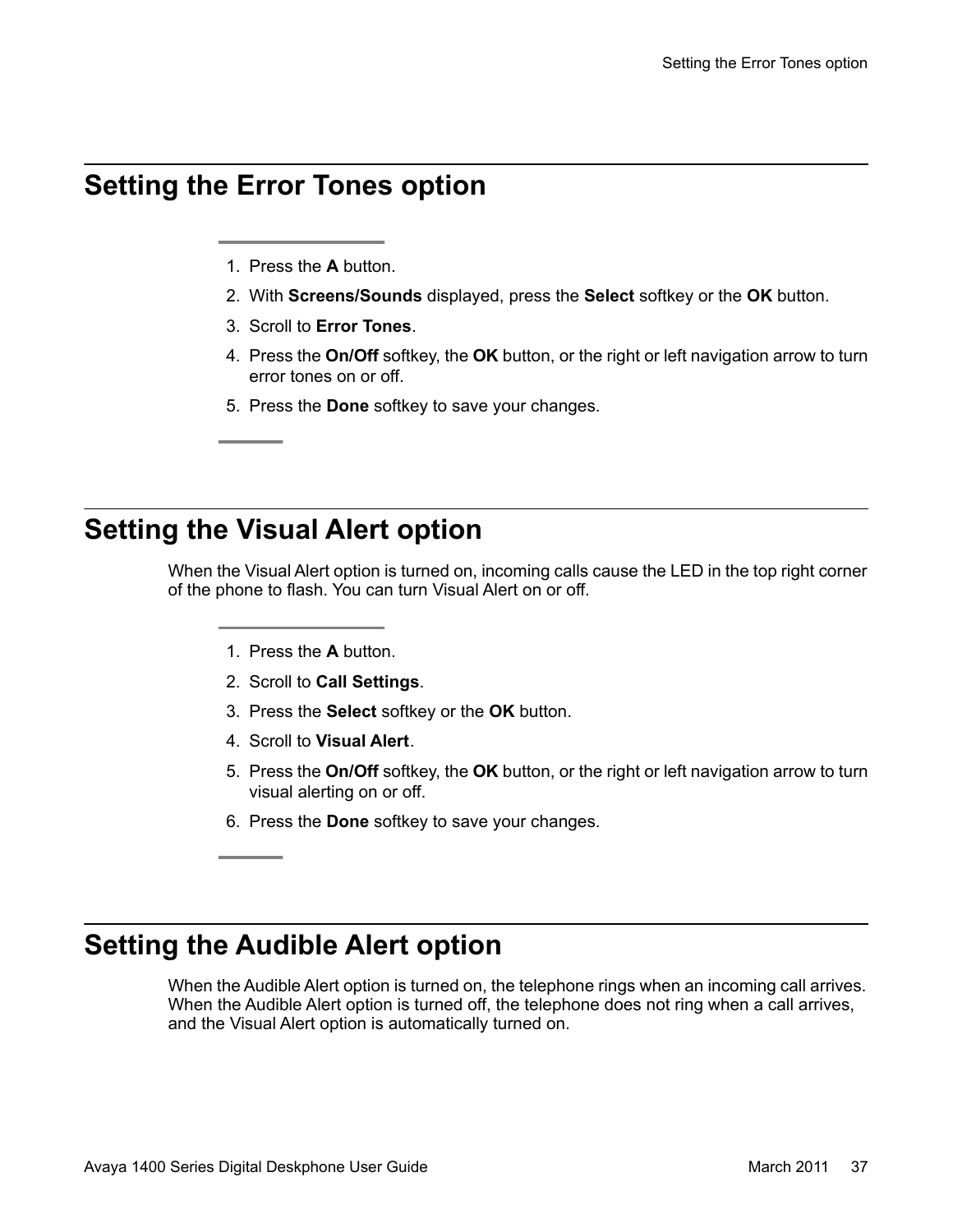## Setting the Error Tones option

1. Press the **A** button.
2. With **Screens/Sounds** displayed, press the **Select** softkey or the **OK** button.
3. Scroll to **Error Tones**.
4. Press the **On/Off** softkey, the **OK** button, or the right or left navigation arrow to turn error tones on or off.
5. Press the **Done** softkey to save your changes.

## Setting the Visual Alert option

When the Visual Alert option is turned on, incoming calls cause the LED in the top right corner of the phone to flash. You can turn Visual Alert on or off.

1. Press the **A** button.
2. Scroll to **Call Settings**.
3. Press the **Select** softkey or the **OK** button.
4. Scroll to **Visual Alert**.
5. Press the **On/Off** softkey, the **OK** button, or the right or left navigation arrow to turn visual alerting on or off.
6. Press the **Done** softkey to save your changes.

## Setting the Audible Alert option

When the Audible Alert option is turned on, the telephone rings when an incoming call arrives. When the Audible Alert option is turned off, the telephone does not ring when a call arrives, and the Visual Alert option is automatically turned on.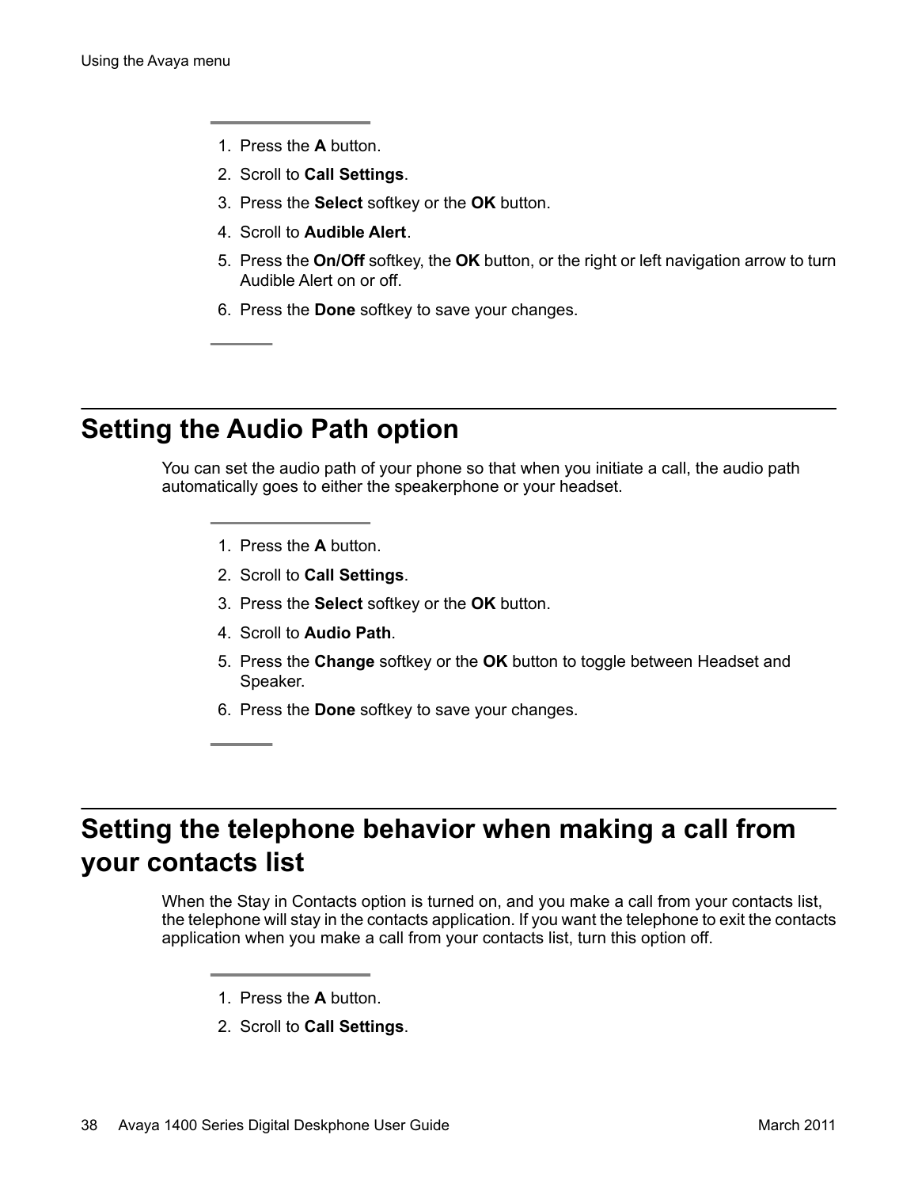1. Press the **A** button.
2. Scroll to **Call Settings**.
3. Press the **Select** softkey or the **OK** button.
4. Scroll to **Audible Alert**.
5. Press the **On/Off** softkey, the **OK** button, or the right or left navigation arrow to turn Audible Alert on or off.
6. Press the **Done** softkey to save your changes.

## Setting the Audio Path option

You can set the audio path of your phone so that when you initiate a call, the audio path automatically goes to either the speakerphone or your headset.

1. Press the **A** button.
2. Scroll to **Call Settings**.
3. Press the **Select** softkey or the **OK** button.
4. Scroll to **Audio Path**.
5. Press the **Change** softkey or the **OK** button to toggle between Headset and Speaker.
6. Press the **Done** softkey to save your changes.

## Setting the telephone behavior when making a call from your contacts list

When the Stay in Contacts option is turned on, and you make a call from your contacts list, the telephone will stay in the contacts application. If you want the telephone to exit the contacts application when you make a call from your contacts list, turn this option off.

1. Press the **A** button.
2. Scroll to **Call Settings**.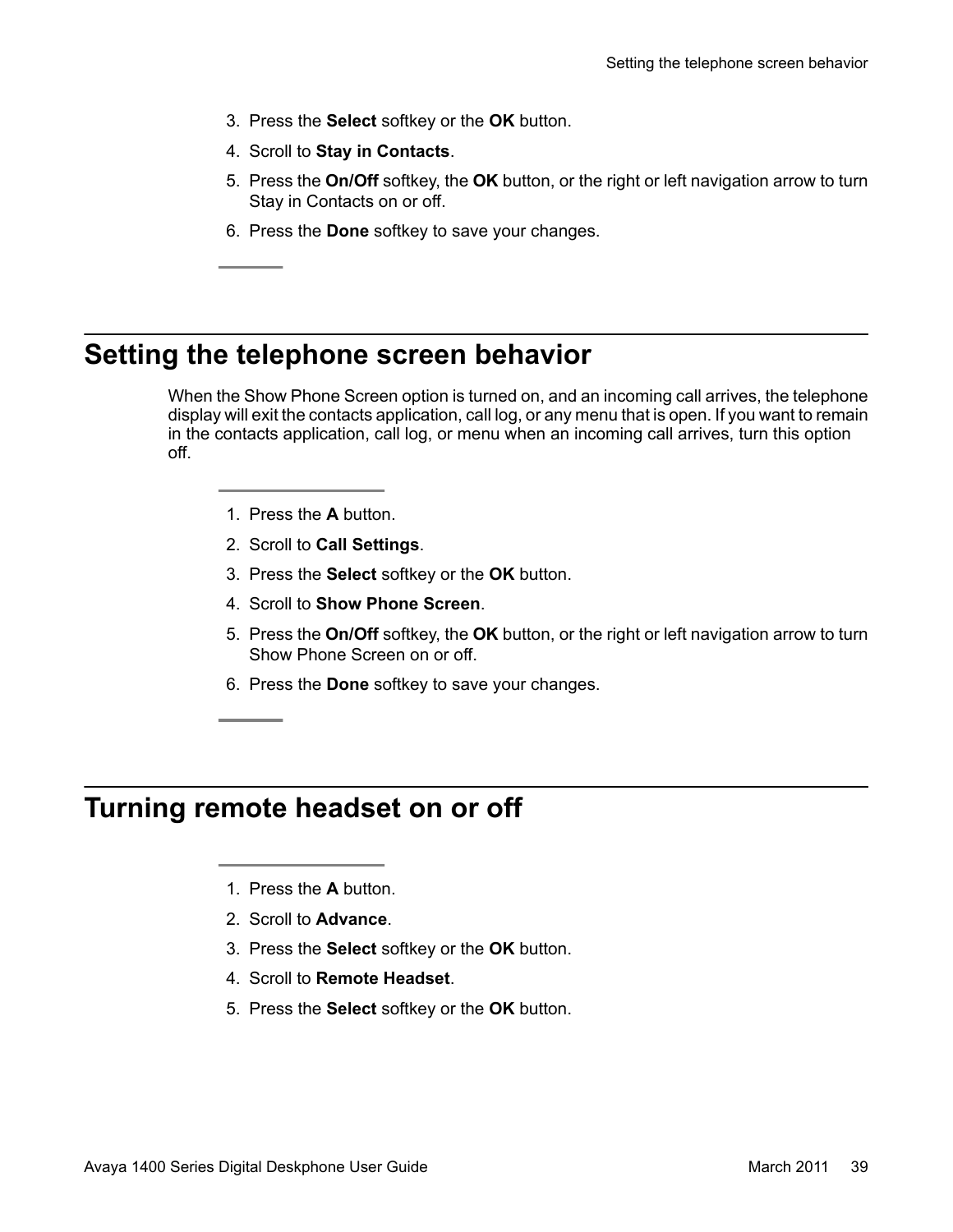3. Press the **Select** softkey or the **OK** button.
4. Scroll to **Stay in Contacts**.
5. Press the **On/Off** softkey, the **OK** button, or the right or left navigation arrow to turn Stay in Contacts on or off.
6. Press the **Done** softkey to save your changes.

## Setting the telephone screen behavior

When the Show Phone Screen option is turned on, and an incoming call arrives, the telephone display will exit the contacts application, call log, or any menu that is open. If you want to remain in the contacts application, call log, or menu when an incoming call arrives, turn this option off.

1. Press the **A** button.
2. Scroll to **Call Settings**.
3. Press the **Select** softkey or the **OK** button.
4. Scroll to **Show Phone Screen**.
5. Press the **On/Off** softkey, the **OK** button, or the right or left navigation arrow to turn Show Phone Screen on or off.
6. Press the **Done** softkey to save your changes.

## Turning remote headset on or off

1. Press the **A** button.
2. Scroll to **Advance**.
3. Press the **Select** softkey or the **OK** button.
4. Scroll to **Remote Headset**.
5. Press the **Select** softkey or the **OK** button.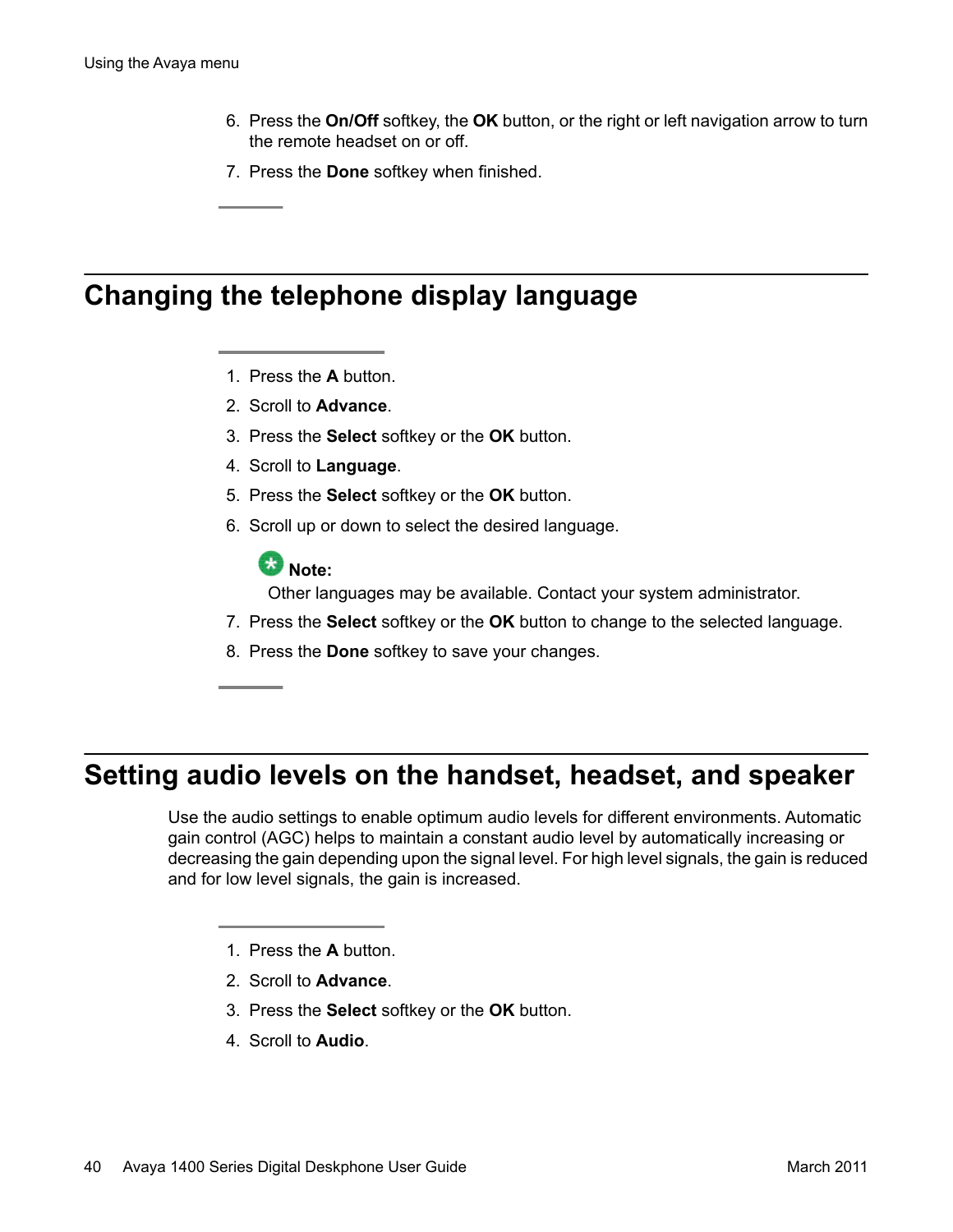6. Press the **On/Off** softkey, the **OK** button, or the right or left navigation arrow to turn the remote headset on or off.
7. Press the **Done** softkey when finished.

## Changing the telephone display language

1. Press the **A** button.
2. Scroll to **Advance**.
3. Press the **Select** softkey or the **OK** button.
4. Scroll to **Language**.
5. Press the **Select** softkey or the **OK** button.
6. Scroll up or down to select the desired language.

   **Note:**
   Other languages may be available. Contact your system administrator.
7. Press the **Select** softkey or the **OK** button to change to the selected language.
8. Press the **Done** softkey to save your changes.

## Setting audio levels on the handset, headset, and speaker

Use the audio settings to enable optimum audio levels for different environments. Automatic gain control (AGC) helps to maintain a constant audio level by automatically increasing or decreasing the gain depending upon the signal level. For high level signals, the gain is reduced and for low level signals, the gain is increased.

1. Press the **A** button.
2. Scroll to **Advance**.
3. Press the **Select** softkey or the **OK** button.
4. Scroll to **Audio**.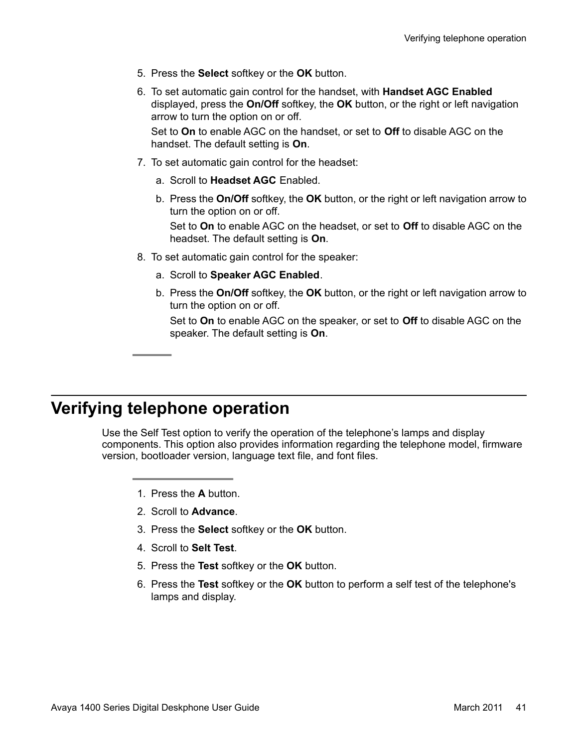5. Press the **Select** softkey or the **OK** button.
6. To set automatic gain control for the handset, with **Handset AGC Enabled** displayed, press the **On/Off** softkey, the **OK** button, or the right or left navigation arrow to turn the option on or off.

   Set to **On** to enable AGC on the handset, or set to **Off** to disable AGC on the handset. The default setting is **On**.
7. To set automatic gain control for the headset:
   a. Scroll to **Headset AGC** Enabled.
   b. Press the **On/Off** softkey, the **OK** button, or the right or left navigation arrow to turn the option on or off.

      Set to **On** to enable AGC on the headset, or set to **Off** to disable AGC on the headset. The default setting is **On**.
8. To set automatic gain control for the speaker:
   a. Scroll to **Speaker AGC Enabled**.
   b. Press the **On/Off** softkey, the **OK** button, or the right or left navigation arrow to turn the option on or off.

      Set to **On** to enable AGC on the speaker, or set to **Off** to disable AGC on the speaker. The default setting is **On**.

## Verifying telephone operation

Use the Self Test option to verify the operation of the telephone's lamps and display components. This option also provides information regarding the telephone model, firmware version, bootloader version, language text file, and font files.

1. Press the **A** button.
2. Scroll to **Advance**.
3. Press the **Select** softkey or the **OK** button.
4. Scroll to **Selt Test**.
5. Press the **Test** softkey or the **OK** button.
6. Press the **Test** softkey or the **OK** button to perform a self test of the telephone's lamps and display.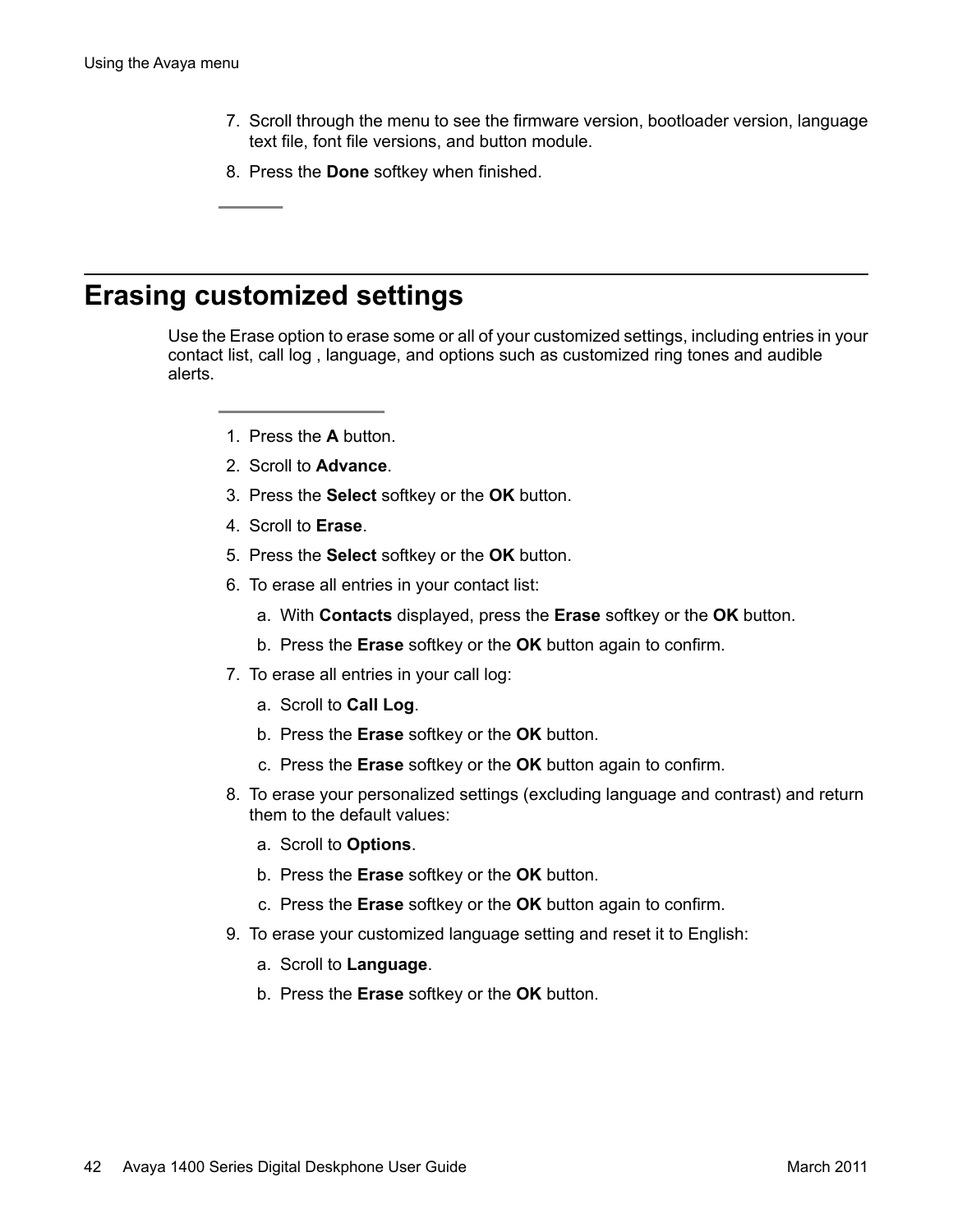7. Scroll through the menu to see the firmware version, bootloader version, language text file, font file versions, and button module.
8. Press the **Done** softkey when finished.

## Erasing customized settings

Use the Erase option to erase some or all of your customized settings, including entries in your contact list, call log , language, and options such as customized ring tones and audible alerts.

1. Press the **A** button.
2. Scroll to **Advance**.
3. Press the **Select** softkey or the **OK** button.
4. Scroll to **Erase**.
5. Press the **Select** softkey or the **OK** button.
6. To erase all entries in your contact list:
   a. With **Contacts** displayed, press the **Erase** softkey or the **OK** button.
   b. Press the **Erase** softkey or the **OK** button again to confirm.
7. To erase all entries in your call log:
   a. Scroll to **Call Log**.
   b. Press the **Erase** softkey or the **OK** button.
   c. Press the **Erase** softkey or the **OK** button again to confirm.
8. To erase your personalized settings (excluding language and contrast) and return them to the default values:
   a. Scroll to **Options**.
   b. Press the **Erase** softkey or the **OK** button.
   c. Press the **Erase** softkey or the **OK** button again to confirm.
9. To erase your customized language setting and reset it to English:
   a. Scroll to **Language**.
   b. Press the **Erase** softkey or the **OK** button.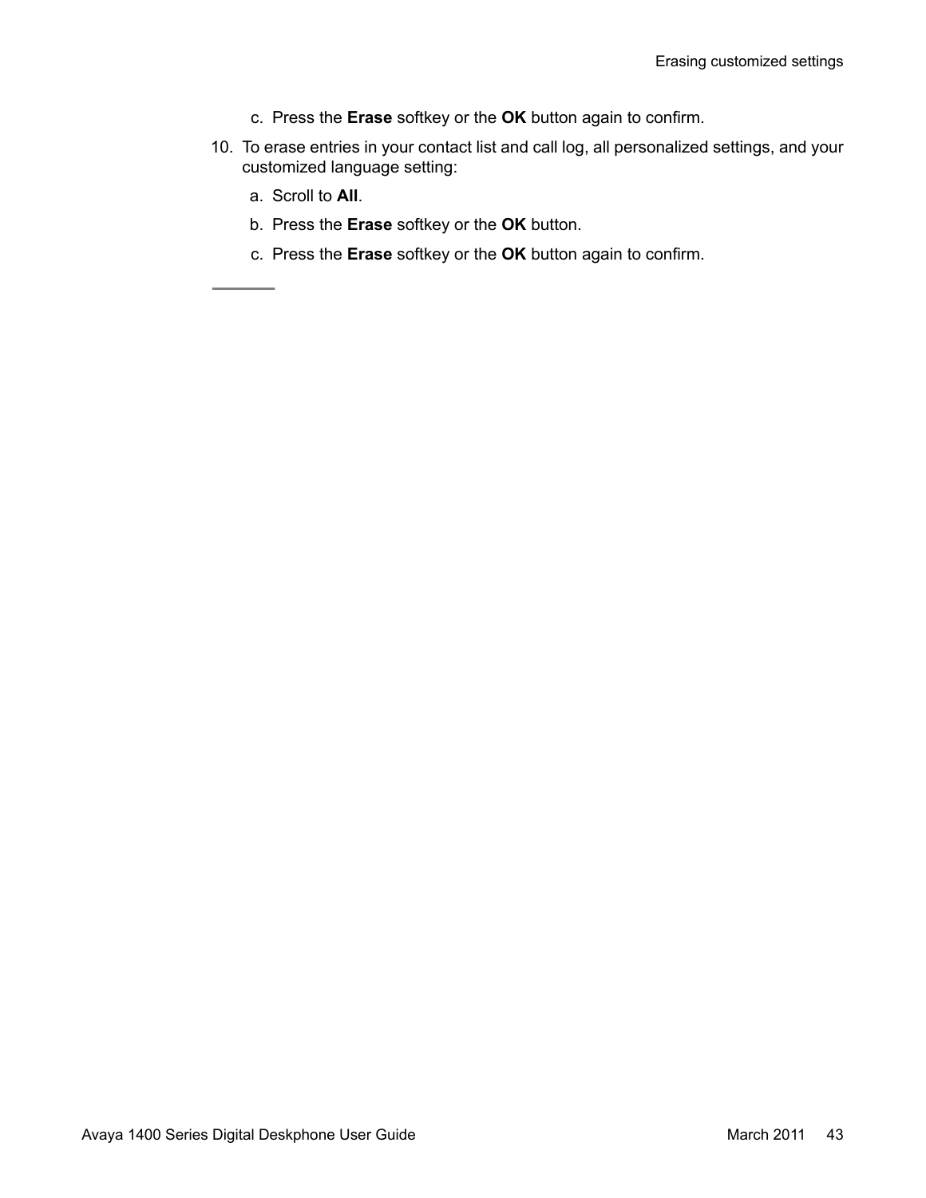c. Press the **Erase** softkey or the **OK** button again to confirm.

10. To erase entries in your contact list and call log, all personalized settings, and your customized language setting:

    a. Scroll to **All**.

    b. Press the **Erase** softkey or the **OK** button.

    c. Press the **Erase** softkey or the **OK** button again to confirm.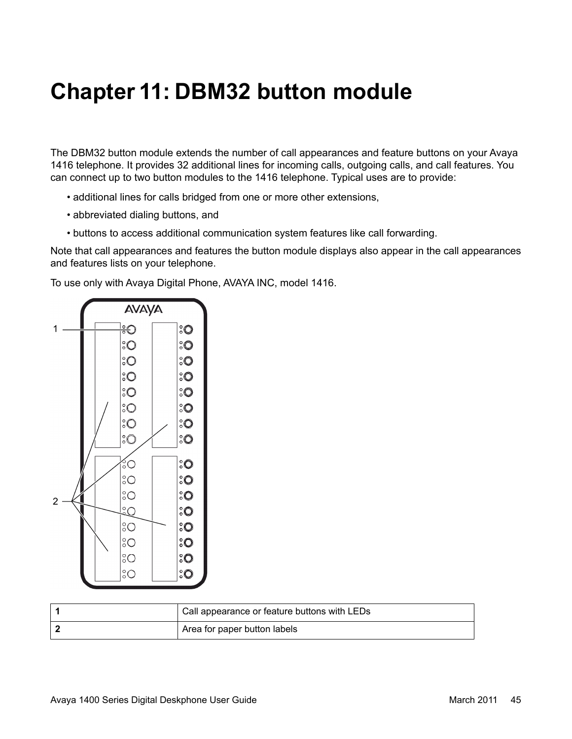# Chapter 11: DBM32 button module

The DBM32 button module extends the number of call appearances and feature buttons on your Avaya 1416 telephone. It provides 32 additional lines for incoming calls, outgoing calls, and call features. You can connect up to two button modules to the 1416 telephone. Typical uses are to provide:

- additional lines for calls bridged from one or more other extensions,
- abbreviated dialing buttons, and
- buttons to access additional communication system features like call forwarding.

Note that call appearances and features the button module displays also appear in the call appearances and features lists on your telephone.

To use only with Avaya Digital Phone, AVAYA INC, model 1416.

| 1 | Call appearance or feature buttons with LEDs |
|---|---|
| 2 | Area for paper button labels |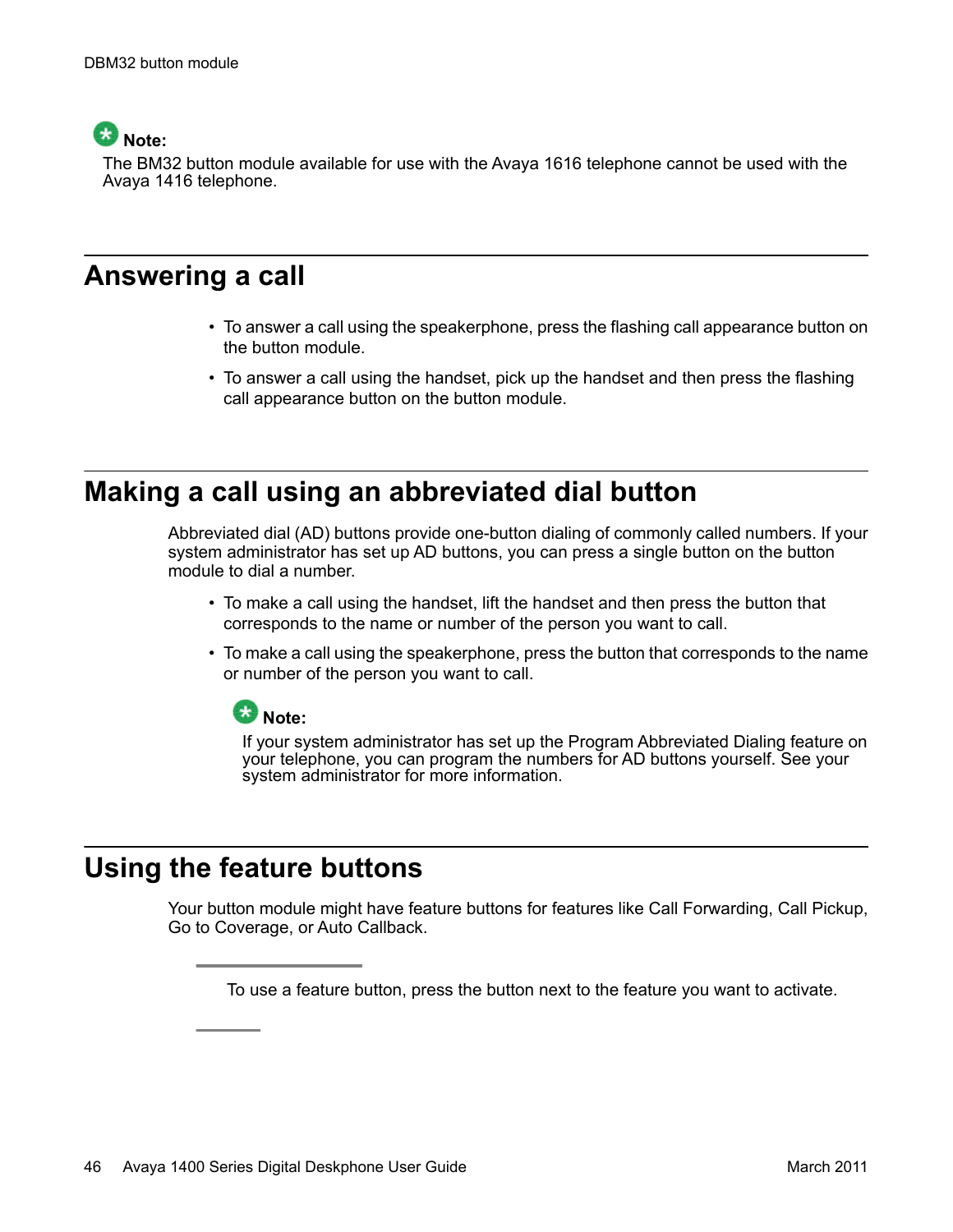**Note:**

The BM32 button module available for use with the Avaya 1616 telephone cannot be used with the Avaya 1416 telephone.

## Answering a call

- To answer a call using the speakerphone, press the flashing call appearance button on the button module.
- To answer a call using the handset, pick up the handset and then press the flashing call appearance button on the button module.

## Making a call using an abbreviated dial button

Abbreviated dial (AD) buttons provide one-button dialing of commonly called numbers. If your system administrator has set up AD buttons, you can press a single button on the button module to dial a number.

- To make a call using the handset, lift the handset and then press the button that corresponds to the name or number of the person you want to call.
- To make a call using the speakerphone, press the button that corresponds to the name or number of the person you want to call.

**Note:**

If your system administrator has set up the Program Abbreviated Dialing feature on your telephone, you can program the numbers for AD buttons yourself. See your system administrator for more information.

## Using the feature buttons

Your button module might have feature buttons for features like Call Forwarding, Call Pickup, Go to Coverage, or Auto Callback.

To use a feature button, press the button next to the feature you want to activate.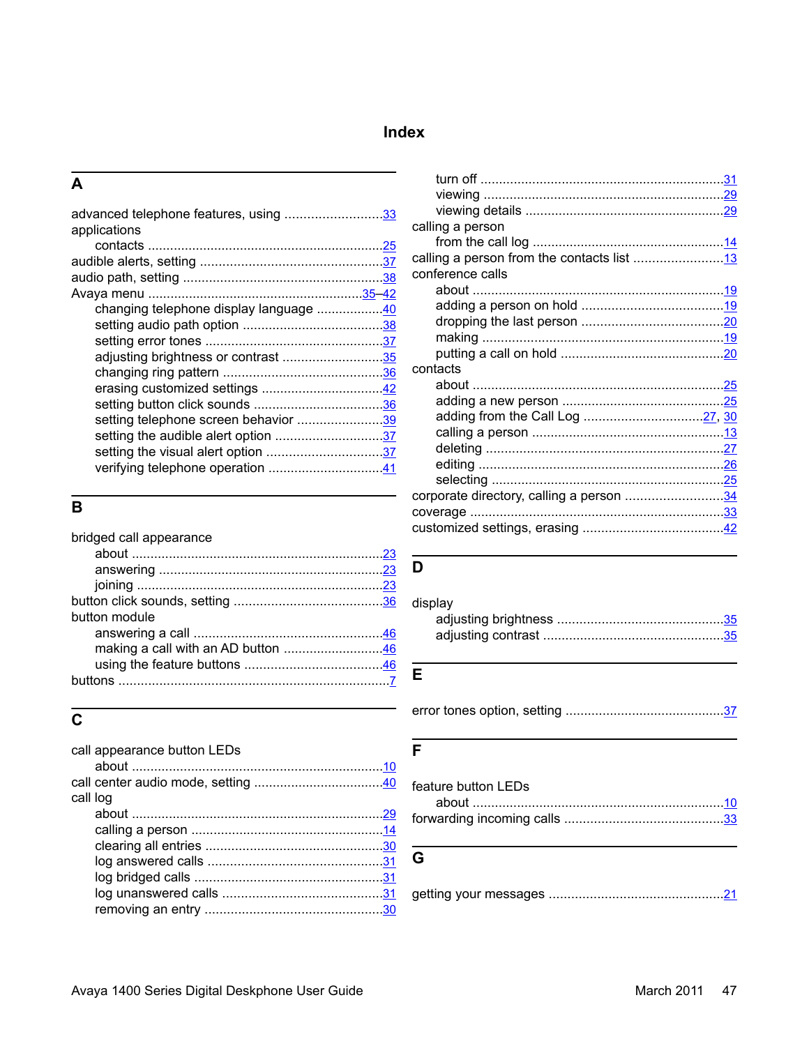# Index

## A

advanced telephone features, using .......................... 33
applications
- contacts ................................................................ 25

audible alerts, setting .................................................. 37
audio path, setting ....................................................... 38
Avaya menu .......................................................... 35–42
- changing telephone display language .................. 40
- setting audio path option ...................................... 38
- setting error tones ................................................ 37
- adjusting brightness or contrast ........................... 35
- changing ring pattern ............................................ 36
- erasing customized settings ................................. 42
- setting button click sounds ................................... 36
- setting telephone screen behavior ....................... 39
- setting the audible alert option ............................. 37
- setting the visual alert option ............................... 37
- verifying telephone operation ............................... 41

## B

bridged call appearance
- about .................................................................... 23
- answering ............................................................. 23
- joining .................................................................. 23

button click sounds, setting ........................................ 36
button module
- answering a call ................................................... 46
- making a call with an AD button .......................... 46
- using the feature buttons ..................................... 46

buttons ......................................................................... 7

## C

call appearance button LEDs
- about .................................................................... 10

call center audio mode, setting .................................. 40
call log
- about .................................................................... 29
- calling a person .................................................... 14
- clearing all entries ................................................ 30
- log answered calls ............................................... 31
- log bridged calls ................................................... 31
- log unanswered calls ............................................ 31
- removing an entry ................................................ 30
- turn off .................................................................. 31
- viewing ................................................................. 29
- viewing details ...................................................... 29

calling a person
- from the call log .................................................... 14

calling a person from the contacts list ......................... 13
conference calls
- about .................................................................... 19
- adding a person on hold ...................................... 19
- dropping the last person ...................................... 20
- making .................................................................. 19
- putting a call on hold ............................................ 20

contacts
- about .................................................................... 25
- adding a new person ............................................ 25
- adding from the Call Log .................................. 27, 30
- calling a person .................................................... 13
- deleting ................................................................. 27
- editing ................................................................... 26
- selecting ............................................................... 25

corporate directory, calling a person .......................... 34
coverage ...................................................................... 33
customized settings, erasing ....................................... 42

## D

display
- adjusting brightness ............................................. 35
- adjusting contrast ................................................. 35

## E

error tones option, setting ........................................... 37

## F

feature button LEDs
- about .................................................................... 10

forwarding incoming calls ............................................ 33

## G

getting your messages ................................................ 21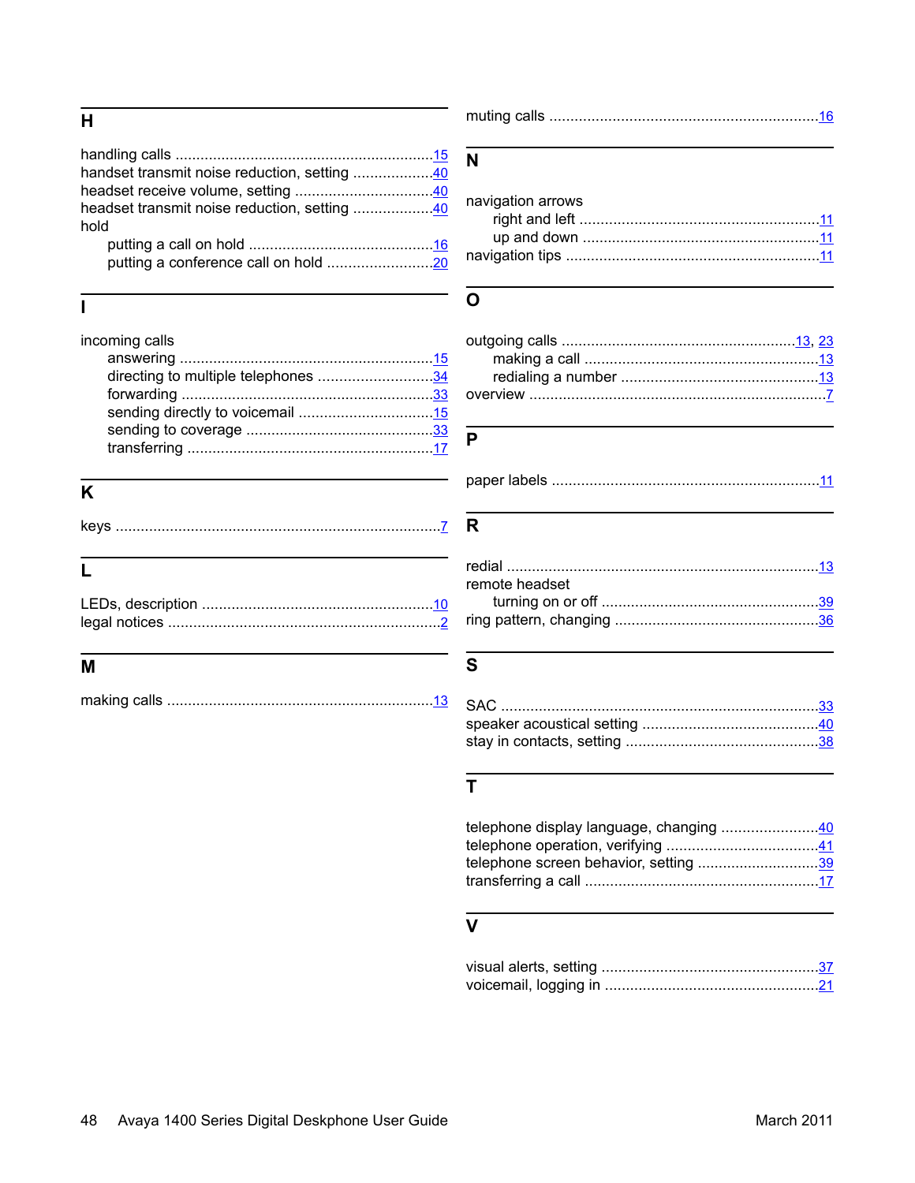## H

handling calls ............................................................15
handset transmit noise reduction, setting ..................40
headset receive volume, setting ................................40
headset transmit noise reduction, setting ..................40
hold
    putting a call on hold ...........................................16
    putting a conference call on hold ........................20

## I

incoming calls
    answering ............................................................15
    directing to multiple telephones ...........................34
    forwarding ............................................................33
    sending directly to voicemail ................................15
    sending to coverage ............................................33
    transferring ..........................................................17

## K

keys ............................................................................7

## L

LEDs, description ......................................................10
legal notices ................................................................2

## M

making calls ...............................................................13

muting calls ...............................................................16

## N

navigation arrows
    right and left ........................................................11
    up and down ........................................................11
navigation tips ............................................................11

## O

outgoing calls .......................................................13, 23
    making a call ........................................................13
    redialing a number ...............................................13
overview .......................................................................7

## P

paper labels ................................................................11

## R

redial ..........................................................................13
remote headset
    turning on or off ...................................................39
ring pattern, changing ................................................36

## S

SAC ............................................................................33
speaker acoustical setting ..........................................40
stay in contacts, setting .............................................38

## T

telephone display language, changing .......................40
telephone operation, verifying ...................................41
telephone screen behavior, setting ............................39
transferring a call .......................................................17

## V

visual alerts, setting ...................................................37
voicemail, logging in ..................................................21